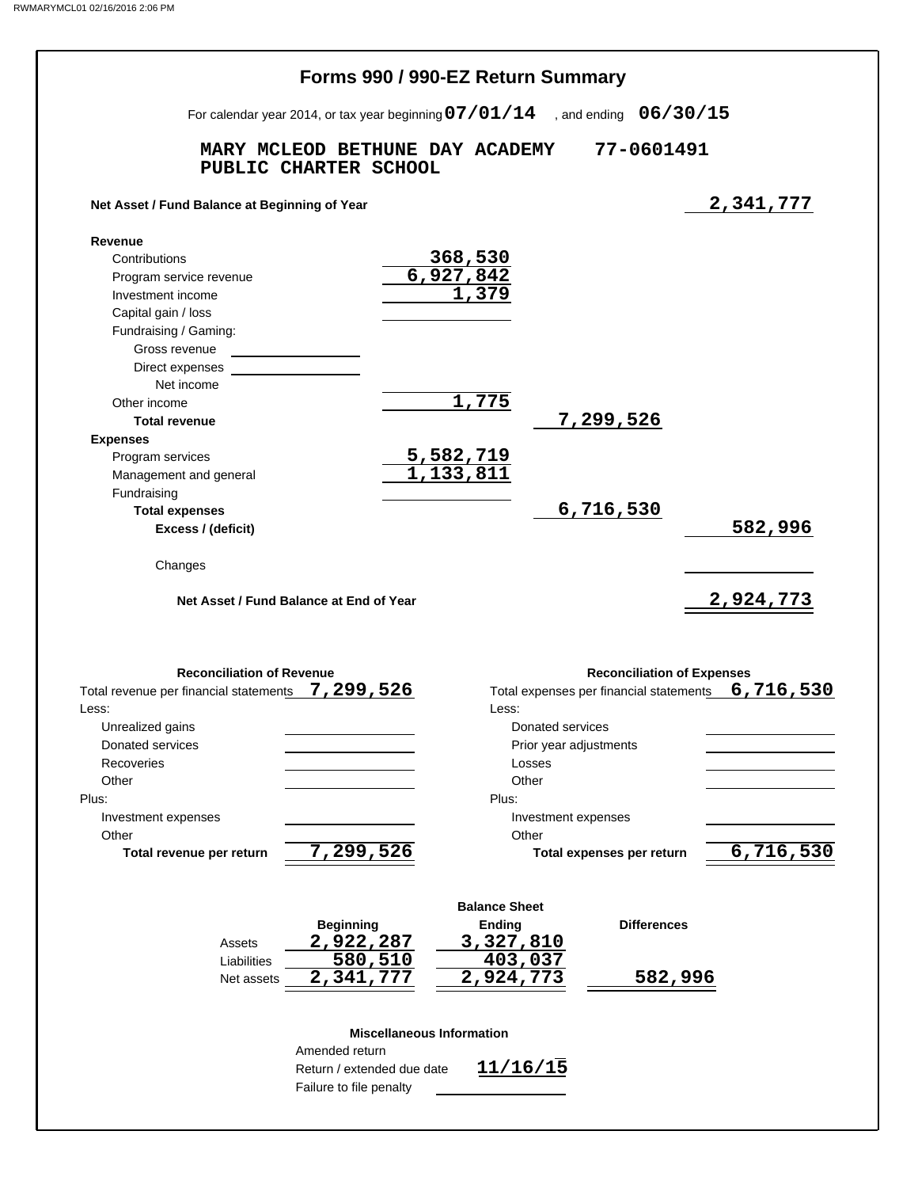# Forms 990 / 990-EZ Return Summary

For calendar year 2014, or tax year beginning **07/01/14** , and ending **06/30/15**

**MARY MCLEOD BETHUNE DAY ACADEMY PUBLIC CHARTER SCHOOL** **77-0601491**

| | | | |
|---|---|---|---|
| **Net Asset / Fund Balance at Beginning of Year** | | | 2,341,777 |
| **Revenue** | | | |
| Contributions | 368,530 | | |
| Program service revenue | 6,927,842 | | |
| Investment income | 1,379 | | |
| Capital gain / loss | | | |
| Fundraising / Gaming: | | | |
| Gross revenue | | | |
| Direct expenses | | | |
| Net income | | | |
| Other income | 1,775 | | |
| **Total revenue** | | 7,299,526 | |
| **Expenses** | | | |
| Program services | 5,582,719 | | |
| Management and general | 1,133,811 | | |
| Fundraising | | | |
| **Total expenses** | | 6,716,530 | |
| **Excess / (deficit)** | | | 582,996 |
| Changes | | | |
| **Net Asset / Fund Balance at End of Year** | | | 2,924,773 |

## Reconciliation of Revenue

| | |
|---|---|
| Total revenue per financial statements | 7,299,526 |
| Less: | |
| Unrealized gains | |
| Donated services | |
| Recoveries | |
| Other | |
| Plus: | |
| Investment expenses | |
| Other | |
| **Total revenue per return** | 7,299,526 |

## Reconciliation of Expenses

| | |
|---|---|
| Total expenses per financial statements | 6,716,530 |
| Less: | |
| Donated services | |
| Prior year adjustments | |
| Losses | |
| Other | |
| Plus: | |
| Investment expenses | |
| Other | |
| **Total expenses per return** | 6,716,530 |

## Balance Sheet

| | Beginning | Ending | Differences |
|---|---|---|---|
| Assets | 2,922,287 | 3,327,810 | |
| Liabilities | 580,510 | 403,037 | |
| Net assets | 2,341,777 | 2,924,773 | 582,996 |

## Miscellaneous Information

| | |
|---|---|
| Amended return | |
| Return / extended due date | 11/16/15 |
| Failure to file penalty | |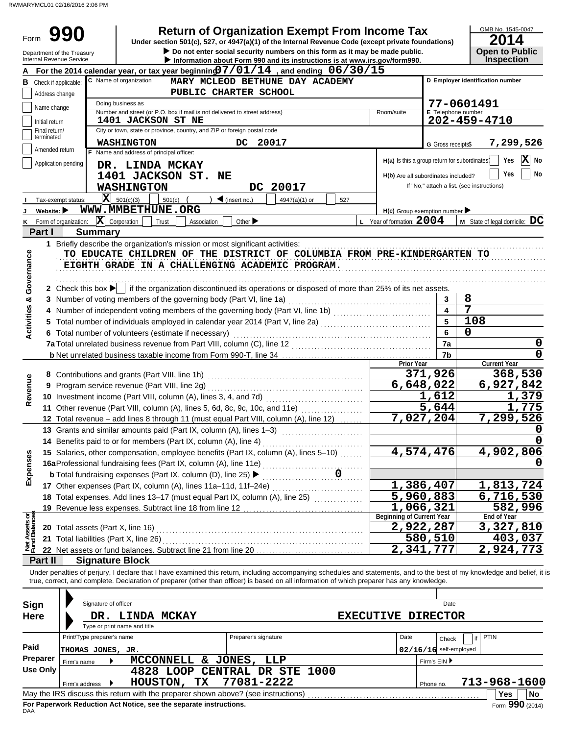RWMARYMCL01 02/16/2016 2:06 PM

# Form 990 — Return of Organization Exempt From Income Tax

**Under section 501(c), 527, or 4947(a)(1) of the Internal Revenue Code (except private foundations)**

▶ Do not enter social security numbers on this form as it may be made public.
▶ Information about Form 990 and its instructions is at www.irs.gov/form990.

Department of the Treasury
Internal Revenue Service

OMB No. 1545-0047
**2014**
**Open to Public Inspection**

**A** For the 2014 calendar year, or tax year beginning 07/01/14, and ending 06/30/15

**B** Check if applicable:
- Address change
- Name change
- Initial return
- Final return/terminated
- Amended return
- Application pending

**C** Name of organization: MARY MCLEOD BETHUNE DAY ACADEMY PUBLIC CHARTER SCHOOL

Doing business as

Number and street (or P.O. box if mail is not delivered to street address): 1401 JACKSON ST NE — Room/suite

City or town, state or province, country, and ZIP or foreign postal code: WASHINGTON DC 20017

**D** Employer identification number: 77-0601491

**E** Telephone number: 202-459-4710

**G** Gross receipts$ 7,299,526

**F** Name and address of principal officer:
DR. LINDA MCKAY
1401 JACKSON ST. NE
WASHINGTON DC 20017

H(a) Is this a group return for subordinates? Yes [ ] No [X]
H(b) Are all subordinates included? Yes [ ] No [ ]
If "No," attach a list. (see instructions)

**I** Tax-exempt status: [X] 501(c)(3) [ ] 501(c) ( ) ◀ (insert no.) [ ] 4947(a)(1) or [ ] 527

**J** Website: ▶ WWW.MMBETHUNE.ORG

H(c) Group exemption number ▶

**K** Form of organization: [X] Corporation [ ] Trust [ ] Association [ ] Other ▶

**L** Year of formation: 2004 **M** State of legal domicile: DC

## Part I Summary

### Activities & Governance

1 Briefly describe the organization's mission or most significant activities:
TO EDUCATE CHILDREN OF THE DISTRICT OF COLUMBIA FROM PRE-KINDERGARTEN TO EIGHTH GRADE IN A CHALLENGING ACADEMIC PROGRAM.

2 Check this box ▶ [ ] if the organization discontinued its operations or disposed of more than 25% of its net assets.

| | | | |
|---|---|---|---|
| 3 | Number of voting members of the governing body (Part VI, line 1a) | 3 | 8 |
| 4 | Number of independent voting members of the governing body (Part VI, line 1b) | 4 | 7 |
| 5 | Total number of individuals employed in calendar year 2014 (Part V, line 2a) | 5 | 108 |
| 6 | Total number of volunteers (estimate if necessary) | 6 | 0 |
| 7a | Total unrelated business revenue from Part VIII, column (C), line 12 | 7a | 0 |
| b | Net unrelated business taxable income from Form 990-T, line 34 | 7b | 0 |

### Revenue, Expenses, Net Assets

| | | Prior Year | Current Year |
|---|---|---|---|
| 8 | Contributions and grants (Part VIII, line 1h) | 371,926 | 368,530 |
| 9 | Program service revenue (Part VIII, line 2g) | 6,648,022 | 6,927,842 |
| 10 | Investment income (Part VIII, column (A), lines 3, 4, and 7d) | 1,612 | 1,379 |
| 11 | Other revenue (Part VIII, column (A), lines 5, 6d, 8c, 9c, 10c, and 11e) | 5,644 | 1,775 |
| 12 | Total revenue – add lines 8 through 11 (must equal Part VIII, column (A), line 12) | 7,027,204 | 7,299,526 |
| 13 | Grants and similar amounts paid (Part IX, column (A), lines 1–3) | | 0 |
| 14 | Benefits paid to or for members (Part IX, column (A), line 4) | | 0 |
| 15 | Salaries, other compensation, employee benefits (Part IX, column (A), lines 5–10) | 4,574,476 | 4,902,806 |
| 16a | Professional fundraising fees (Part IX, column (A), line 11e) | | 0 |
| b | Total fundraising expenses (Part IX, column (D), line 25) ▶ 0 | | |
| 17 | Other expenses (Part IX, column (A), lines 11a–11d, 11f–24e) | 1,386,407 | 1,813,724 |
| 18 | Total expenses. Add lines 13–17 (must equal Part IX, column (A), line 25) | 5,960,883 | 6,716,530 |
| 19 | Revenue less expenses. Subtract line 18 from line 12 | 1,066,321 | 582,996 |
| | | **Beginning of Current Year** | **End of Year** |
| 20 | Total assets (Part X, line 16) | 2,922,287 | 3,327,810 |
| 21 | Total liabilities (Part X, line 26) | 580,510 | 403,037 |
| 22 | Net assets or fund balances. Subtract line 21 from line 20 | 2,341,777 | 2,924,773 |

## Part II Signature Block

Under penalties of perjury, I declare that I have examined this return, including accompanying schedules and statements, and to the best of my knowledge and belief, it is true, correct, and complete. Declaration of preparer (other than officer) is based on all information of which preparer has any knowledge.

**Sign Here**
Signature of officer — Date
DR. LINDA MCKAY — EXECUTIVE DIRECTOR
Type or print name and title

**Paid Preparer Use Only**

| Print/Type preparer's name | Preparer's signature | Date | Check [ ] if self-employed | PTIN |
|---|---|---|---|---|
| THOMAS JONES, JR. | | 02/16/16 | | |

Firm's name ▶ MCCONNELL & JONES, LLP — Firm's EIN ▶
Firm's address ▶ 4828 LOOP CENTRAL DR STE 1000, HOUSTON, TX 77081-2222 — Phone no. 713-968-1600

May the IRS discuss this return with the preparer shown above? (see instructions) [ ] Yes [ ] No

**For Paperwork Reduction Act Notice, see the separate instructions.**
DAA — Form **990** (2014)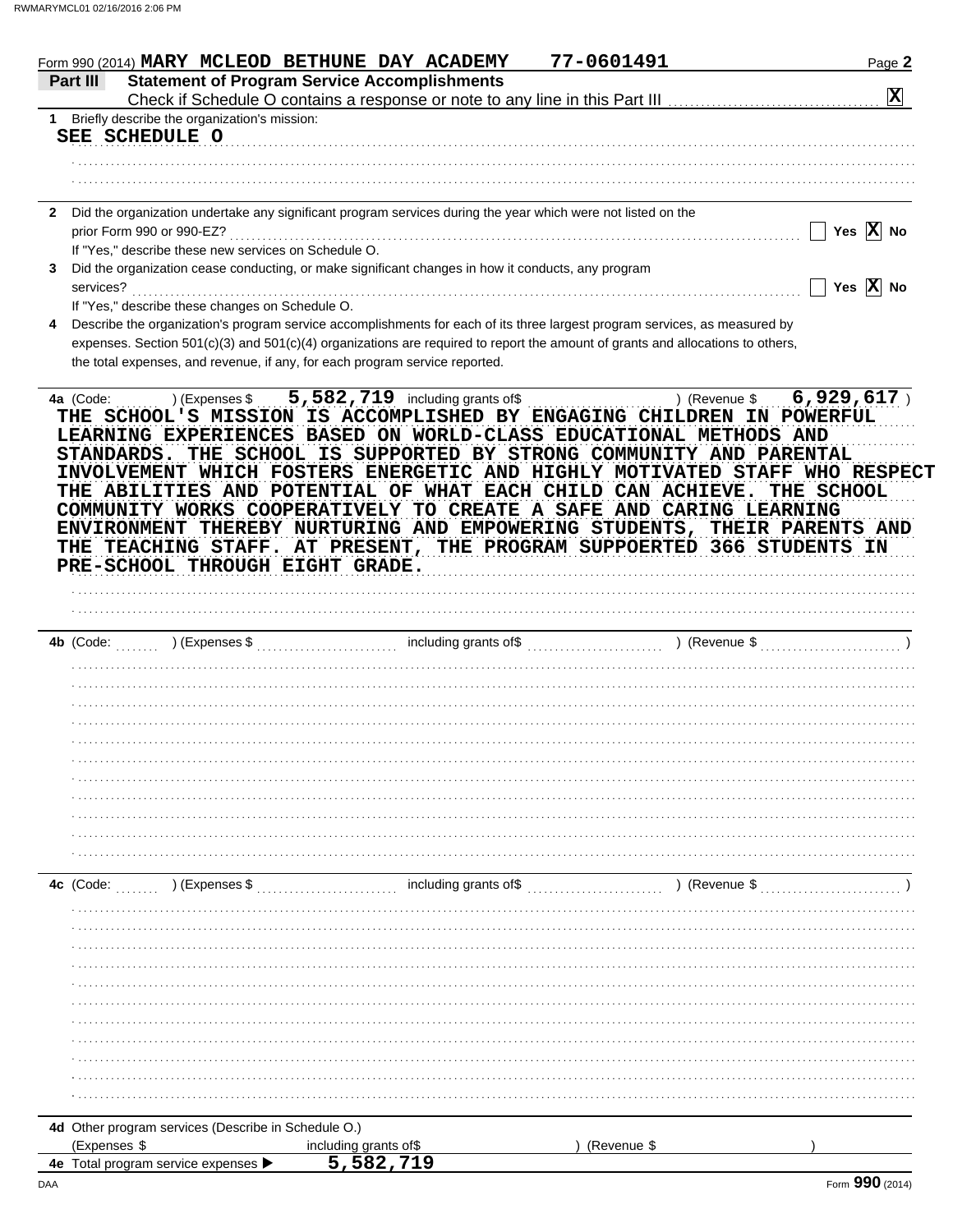Form 990 (2014) MARY MCLEOD BETHUNE DAY ACADEMY 77-0601491 Page 2

## Part III Statement of Program Service Accomplishments

Check if Schedule O contains a response or note to any line in this Part III .......... [X]

**1** Briefly describe the organization's mission:

SEE SCHEDULE O

**2** Did the organization undertake any significant program services during the year which were not listed on the prior Form 990 or 990-EZ? .......... [ ] Yes [X] No

If "Yes," describe these new services on Schedule O.

**3** Did the organization cease conducting, or make significant changes in how it conducts, any program services? .......... [ ] Yes [X] No

If "Yes," describe these changes on Schedule O.

**4** Describe the organization's program service accomplishments for each of its three largest program services, as measured by expenses. Section 501(c)(3) and 501(c)(4) organizations are required to report the amount of grants and allocations to others, the total expenses, and revenue, if any, for each program service reported.

**4a** (Code: ) (Expenses $ 5,582,719 including grants of$ ) (Revenue $ 6,929,617 )

THE SCHOOL'S MISSION IS ACCOMPLISHED BY ENGAGING CHILDREN IN POWERFUL LEARNING EXPERIENCES BASED ON WORLD-CLASS EDUCATIONAL METHODS AND STANDARDS. THE SCHOOL IS SUPPORTED BY STRONG COMMUNITY AND PARENTAL INVOLVEMENT WHICH FOSTERS ENERGETIC AND HIGHLY MOTIVATED STAFF WHO RESPECT THE ABILITIES AND POTENTIAL OF WHAT EACH CHILD CAN ACHIEVE. THE SCHOOL COMMUNITY WORKS COOPERATIVELY TO CREATE A SAFE AND CARING LEARNING ENVIRONMENT THEREBY NURTURING AND EMPOWERING STUDENTS, THEIR PARENTS AND THE TEACHING STAFF. AT PRESENT, THE PROGRAM SUPPOERTED 366 STUDENTS IN PRE-SCHOOL THROUGH EIGHT GRADE.

**4b** (Code: ) (Expenses $ including grants of$ ) (Revenue $ )

**4c** (Code: ) (Expenses $ including grants of$ ) (Revenue $ )

**4d** Other program services (Describe in Schedule O.)

(Expenses $ including grants of$ ) (Revenue $ )

**4e** Total program service expenses ▶ 5,582,719

Form **990** (2014)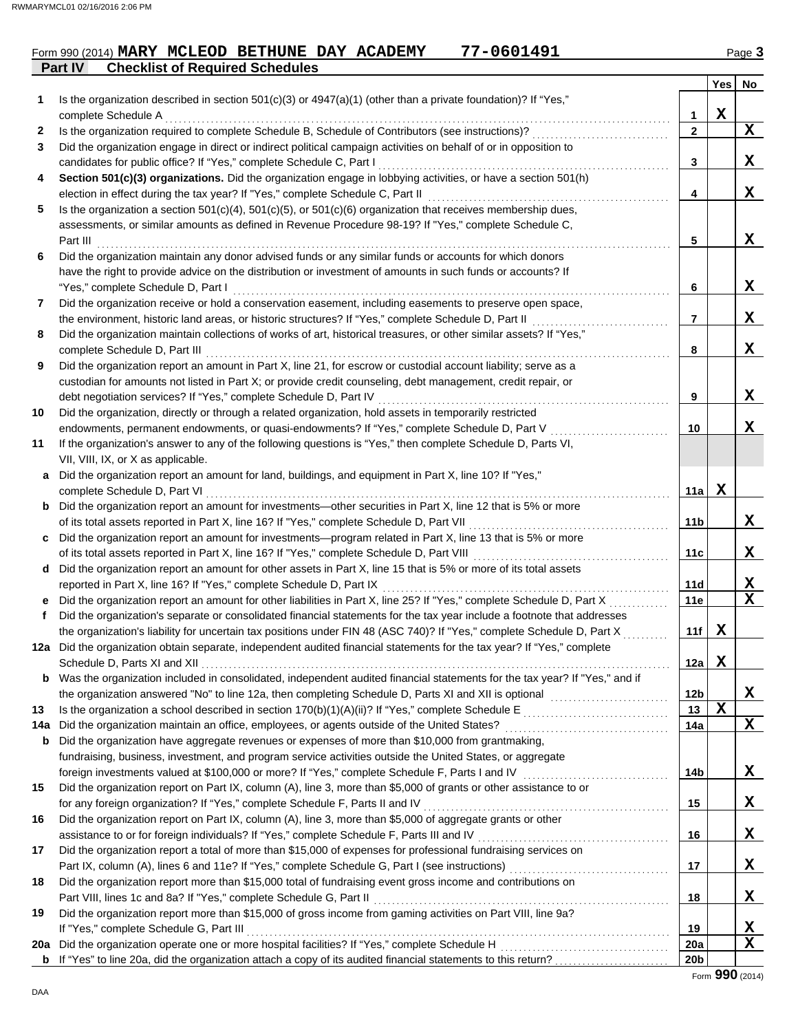Form 990 (2014) **MARY MCLEOD BETHUNE DAY ACADEMY 77-0601491**

## Part IV Checklist of Required Schedules

| | | | Yes | No |
|---|---|---|---|---|
| **1** | Is the organization described in section 501(c)(3) or 4947(a)(1) (other than a private foundation)? If "Yes," complete Schedule A | 1 | X | |
| **2** | Is the organization required to complete Schedule B, Schedule of Contributors (see instructions)? | 2 | | X |
| **3** | Did the organization engage in direct or indirect political campaign activities on behalf of or in opposition to candidates for public office? If "Yes," complete Schedule C, Part I | 3 | | X |
| **4** | **Section 501(c)(3) organizations.** Did the organization engage in lobbying activities, or have a section 501(h) election in effect during the tax year? If "Yes," complete Schedule C, Part II | 4 | | X |
| **5** | Is the organization a section 501(c)(4), 501(c)(5), or 501(c)(6) organization that receives membership dues, assessments, or similar amounts as defined in Revenue Procedure 98-19? If "Yes," complete Schedule C, Part III | 5 | | X |
| **6** | Did the organization maintain any donor advised funds or any similar funds or accounts for which donors have the right to provide advice on the distribution or investment of amounts in such funds or accounts? If "Yes," complete Schedule D, Part I | 6 | | X |
| **7** | Did the organization receive or hold a conservation easement, including easements to preserve open space, the environment, historic land areas, or historic structures? If "Yes," complete Schedule D, Part II | 7 | | X |
| **8** | Did the organization maintain collections of works of art, historical treasures, or other similar assets? If "Yes," complete Schedule D, Part III | 8 | | X |
| **9** | Did the organization report an amount in Part X, line 21, for escrow or custodial account liability; serve as a custodian for amounts not listed in Part X; or provide credit counseling, debt management, credit repair, or debt negotiation services? If "Yes," complete Schedule D, Part IV | 9 | | X |
| **10** | Did the organization, directly or through a related organization, hold assets in temporarily restricted endowments, permanent endowments, or quasi-endowments? If "Yes," complete Schedule D, Part V | 10 | | X |
| **11** | If the organization's answer to any of the following questions is "Yes," then complete Schedule D, Parts VI, VII, VIII, IX, or X as applicable. | | | |
| **a** | Did the organization report an amount for land, buildings, and equipment in Part X, line 10? If "Yes," complete Schedule D, Part VI | 11a | X | |
| **b** | Did the organization report an amount for investments—other securities in Part X, line 12 that is 5% or more of its total assets reported in Part X, line 16? If "Yes," complete Schedule D, Part VII | 11b | | X |
| **c** | Did the organization report an amount for investments—program related in Part X, line 13 that is 5% or more of its total assets reported in Part X, line 16? If "Yes," complete Schedule D, Part VIII | 11c | | X |
| **d** | Did the organization report an amount for other assets in Part X, line 15 that is 5% or more of its total assets reported in Part X, line 16? If "Yes," complete Schedule D, Part IX | 11d | | X |
| **e** | Did the organization report an amount for other liabilities in Part X, line 25? If "Yes," complete Schedule D, Part X | 11e | | X |
| **f** | Did the organization's separate or consolidated financial statements for the tax year include a footnote that addresses the organization's liability for uncertain tax positions under FIN 48 (ASC 740)? If "Yes," complete Schedule D, Part X | 11f | X | |
| **12a** | Did the organization obtain separate, independent audited financial statements for the tax year? If "Yes," complete Schedule D, Parts XI and XII | 12a | X | |
| **b** | Was the organization included in consolidated, independent audited financial statements for the tax year? If "Yes," and if the organization answered "No" to line 12a, then completing Schedule D, Parts XI and XII is optional | 12b | | X |
| **13** | Is the organization a school described in section 170(b)(1)(A)(ii)? If "Yes," complete Schedule E | 13 | X | |
| **14a** | Did the organization maintain an office, employees, or agents outside of the United States? | 14a | | X |
| **b** | Did the organization have aggregate revenues or expenses of more than $10,000 from grantmaking, fundraising, business, investment, and program service activities outside the United States, or aggregate foreign investments valued at $100,000 or more? If "Yes," complete Schedule F, Parts I and IV | 14b | | X |
| **15** | Did the organization report on Part IX, column (A), line 3, more than $5,000 of grants or other assistance to or for any foreign organization? If "Yes," complete Schedule F, Parts II and IV | 15 | | X |
| **16** | Did the organization report on Part IX, column (A), line 3, more than $5,000 of aggregate grants or other assistance to or for foreign individuals? If "Yes," complete Schedule F, Parts III and IV | 16 | | X |
| **17** | Did the organization report a total of more than $15,000 of expenses for professional fundraising services on Part IX, column (A), lines 6 and 11e? If "Yes," complete Schedule G, Part I (see instructions) | 17 | | X |
| **18** | Did the organization report more than $15,000 total of fundraising event gross income and contributions on Part VIII, lines 1c and 8a? If "Yes," complete Schedule G, Part II | 18 | | X |
| **19** | Did the organization report more than $15,000 of gross income from gaming activities on Part VIII, line 9a? If "Yes," complete Schedule G, Part III | 19 | | X |
| **20a** | Did the organization operate one or more hospital facilities? If "Yes," complete Schedule H | 20a | | X |
| **b** | If "Yes" to line 20a, did the organization attach a copy of its audited financial statements to this return? | 20b | | |

Form **990** (2014)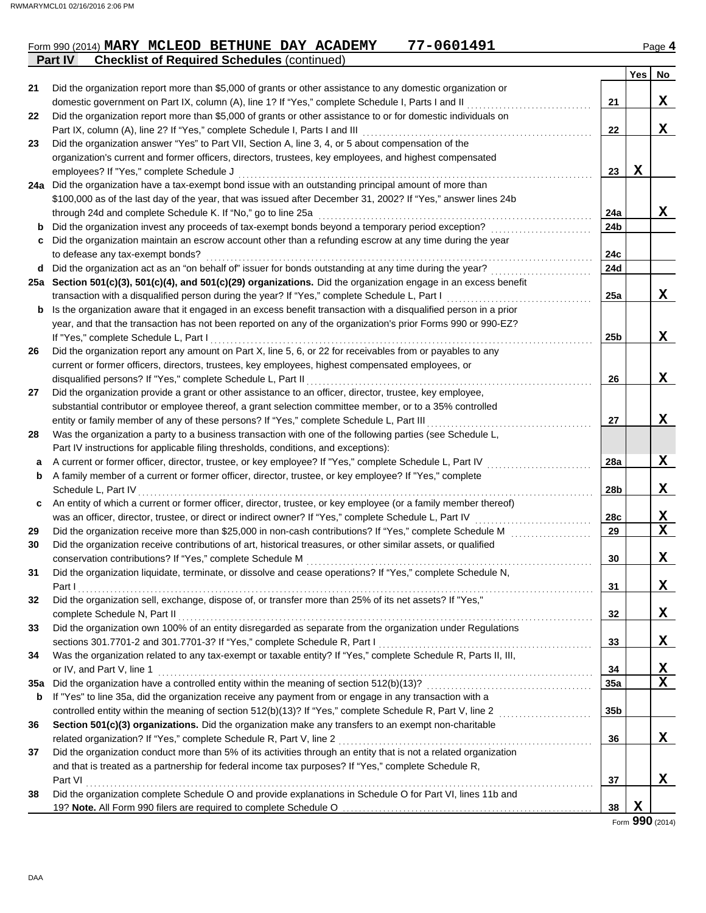Form 990 (2014) **MARY MCLEOD BETHUNE DAY ACADEMY 77-0601491** Page 4

**Part IV Checklist of Required Schedules** (continued)

| | | | Yes | No |
|---|---|---|---|---|
| 21 | Did the organization report more than $5,000 of grants or other assistance to any domestic organization or domestic government on Part IX, column (A), line 1? If "Yes," complete Schedule I, Parts I and II | 21 | | X |
| 22 | Did the organization report more than $5,000 of grants or other assistance to or for domestic individuals on Part IX, column (A), line 2? If "Yes," complete Schedule I, Parts I and III | 22 | | X |
| 23 | Did the organization answer "Yes" to Part VII, Section A, line 3, 4, or 5 about compensation of the organization's current and former officers, directors, trustees, key employees, and highest compensated employees? If "Yes," complete Schedule J | 23 | X | |
| 24a | Did the organization have a tax-exempt bond issue with an outstanding principal amount of more than $100,000 as of the last day of the year, that was issued after December 31, 2002? If "Yes," answer lines 24b through 24d and complete Schedule K. If "No," go to line 25a | 24a | | X |
| b | Did the organization invest any proceeds of tax-exempt bonds beyond a temporary period exception? | 24b | | |
| c | Did the organization maintain an escrow account other than a refunding escrow at any time during the year to defease any tax-exempt bonds? | 24c | | |
| d | Did the organization act as an "on behalf of" issuer for bonds outstanding at any time during the year? | 24d | | |
| 25a | **Section 501(c)(3), 501(c)(4), and 501(c)(29) organizations.** Did the organization engage in an excess benefit transaction with a disqualified person during the year? If "Yes," complete Schedule L, Part I | 25a | | X |
| b | Is the organization aware that it engaged in an excess benefit transaction with a disqualified person in a prior year, and that the transaction has not been reported on any of the organization's prior Forms 990 or 990-EZ? If "Yes," complete Schedule L, Part I | 25b | | X |
| 26 | Did the organization report any amount on Part X, line 5, 6, or 22 for receivables from or payables to any current or former officers, directors, trustees, key employees, highest compensated employees, or disqualified persons? If "Yes," complete Schedule L, Part II | 26 | | X |
| 27 | Did the organization provide a grant or other assistance to an officer, director, trustee, key employee, substantial contributor or employee thereof, a grant selection committee member, or to a 35% controlled entity or family member of any of these persons? If "Yes," complete Schedule L, Part III | 27 | | X |
| 28 | Was the organization a party to a business transaction with one of the following parties (see Schedule L, Part IV instructions for applicable filing thresholds, conditions, and exceptions): | | | |
| a | A current or former officer, director, trustee, or key employee? If "Yes," complete Schedule L, Part IV | 28a | | X |
| b | A family member of a current or former officer, director, trustee, or key employee? If "Yes," complete Schedule L, Part IV | 28b | | X |
| c | An entity of which a current or former officer, director, trustee, or key employee (or a family member thereof) was an officer, director, trustee, or direct or indirect owner? If "Yes," complete Schedule L, Part IV | 28c | | X |
| 29 | Did the organization receive more than $25,000 in non-cash contributions? If "Yes," complete Schedule M | 29 | | X |
| 30 | Did the organization receive contributions of art, historical treasures, or other similar assets, or qualified conservation contributions? If "Yes," complete Schedule M | 30 | | X |
| 31 | Did the organization liquidate, terminate, or dissolve and cease operations? If "Yes," complete Schedule N, Part I | 31 | | X |
| 32 | Did the organization sell, exchange, dispose of, or transfer more than 25% of its net assets? If "Yes," complete Schedule N, Part II | 32 | | X |
| 33 | Did the organization own 100% of an entity disregarded as separate from the organization under Regulations sections 301.7701-2 and 301.7701-3? If "Yes," complete Schedule R, Part I | 33 | | X |
| 34 | Was the organization related to any tax-exempt or taxable entity? If "Yes," complete Schedule R, Parts II, III, or IV, and Part V, line 1 | 34 | | X |
| 35a | Did the organization have a controlled entity within the meaning of section 512(b)(13)? | 35a | | X |
| b | If "Yes" to line 35a, did the organization receive any payment from or engage in any transaction with a controlled entity within the meaning of section 512(b)(13)? If "Yes," complete Schedule R, Part V, line 2 | 35b | | |
| 36 | **Section 501(c)(3) organizations.** Did the organization make any transfers to an exempt non-charitable related organization? If "Yes," complete Schedule R, Part V, line 2 | 36 | | X |
| 37 | Did the organization conduct more than 5% of its activities through an entity that is not a related organization and that is treated as a partnership for federal income tax purposes? If "Yes," complete Schedule R, Part VI | 37 | | X |
| 38 | Did the organization complete Schedule O and provide explanations in Schedule O for Part VI, lines 11b and 19? **Note.** All Form 990 filers are required to complete Schedule O | 38 | X | |

Form **990** (2014)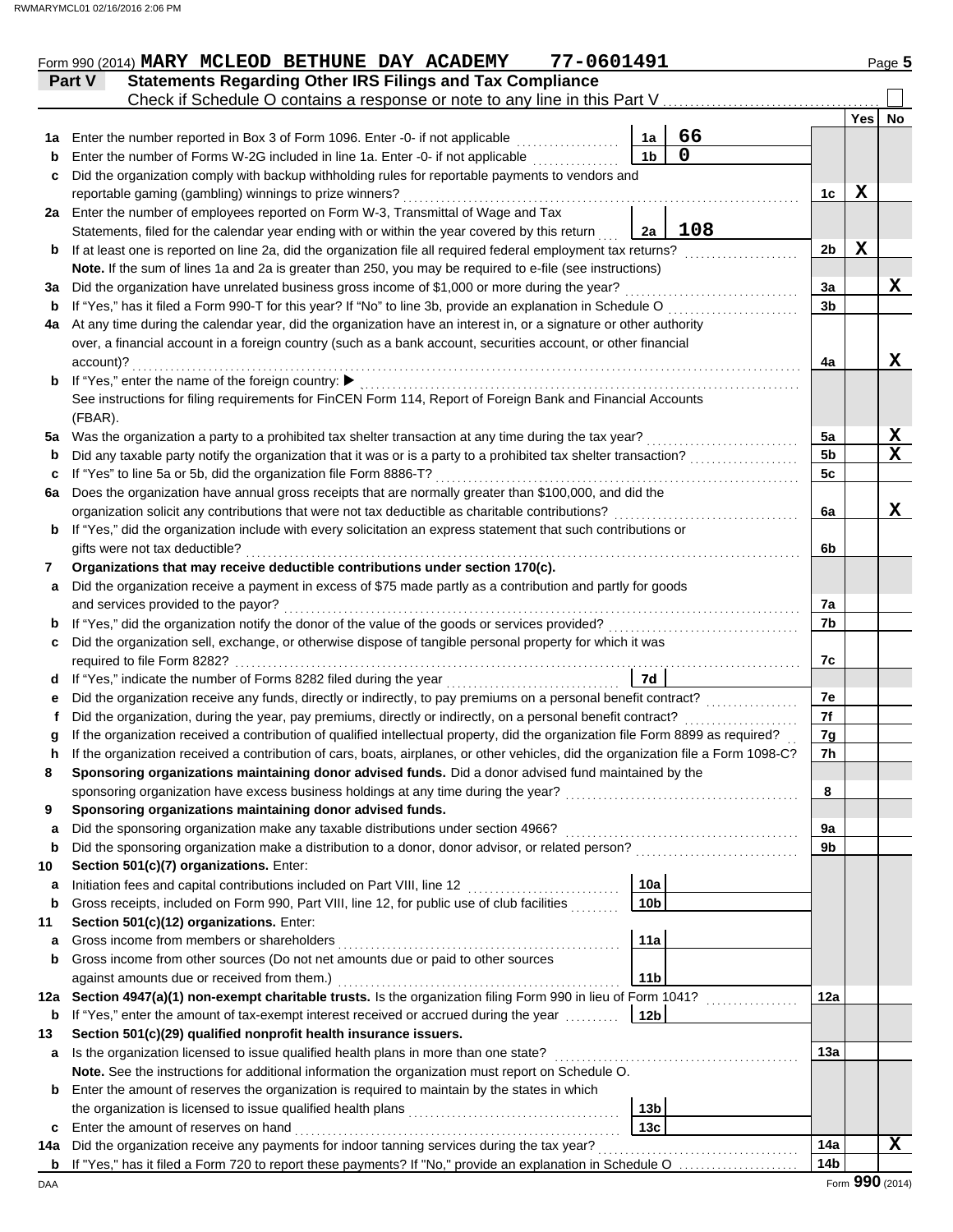Form 990 (2014) **MARY MCLEOD BETHUNE DAY ACADEMY 77-0601491** Page **5**

## Part V Statements Regarding Other IRS Filings and Tax Compliance

Check if Schedule O contains a response or note to any line in this Part V ☐

| | | | | Line | Yes | No |
|---|---|---|---|---|---|---|
| **1a** | Enter the number reported in Box 3 of Form 1096. Enter -0- if not applicable | 1a | 66 | | | |
| **b** | Enter the number of Forms W-2G included in line 1a. Enter -0- if not applicable | 1b | 0 | | | |
| **c** | Did the organization comply with backup withholding rules for reportable payments to vendors and reportable gaming (gambling) winnings to prize winners? | | | 1c | X | |
| **2a** | Enter the number of employees reported on Form W-3, Transmittal of Wage and Tax Statements, filed for the calendar year ending with or within the year covered by this return | 2a | 108 | | | |
| **b** | If at least one is reported on line 2a, did the organization file all required federal employment tax returns? | | | 2b | X | |
| | **Note.** If the sum of lines 1a and 2a is greater than 250, you may be required to e-file (see instructions) | | | | | |
| **3a** | Did the organization have unrelated business gross income of $1,000 or more during the year? | | | 3a | | X |
| **b** | If "Yes," has it filed a Form 990-T for this year? If "No" to line 3b, provide an explanation in Schedule O | | | 3b | | |
| **4a** | At any time during the calendar year, did the organization have an interest in, or a signature or other authority over, a financial account in a foreign country (such as a bank account, securities account, or other financial account)? | | | 4a | | X |
| **b** | If "Yes," enter the name of the foreign country: ▶ See instructions for filing requirements for FinCEN Form 114, Report of Foreign Bank and Financial Accounts (FBAR). | | | | | |
| **5a** | Was the organization a party to a prohibited tax shelter transaction at any time during the tax year? | | | 5a | | X |
| **b** | Did any taxable party notify the organization that it was or is a party to a prohibited tax shelter transaction? | | | 5b | | X |
| **c** | If "Yes" to line 5a or 5b, did the organization file Form 8886-T? | | | 5c | | |
| **6a** | Does the organization have annual gross receipts that are normally greater than $100,000, and did the organization solicit any contributions that were not tax deductible as charitable contributions? | | | 6a | | X |
| **b** | If "Yes," did the organization include with every solicitation an express statement that such contributions or gifts were not tax deductible? | | | 6b | | |
| **7** | **Organizations that may receive deductible contributions under section 170(c).** | | | | | |
| **a** | Did the organization receive a payment in excess of $75 made partly as a contribution and partly for goods and services provided to the payor? | | | 7a | | |
| **b** | If "Yes," did the organization notify the donor of the value of the goods or services provided? | | | 7b | | |
| **c** | Did the organization sell, exchange, or otherwise dispose of tangible personal property for which it was required to file Form 8282? | | | 7c | | |
| **d** | If "Yes," indicate the number of Forms 8282 filed during the year | 7d | | | | |
| **e** | Did the organization receive any funds, directly or indirectly, to pay premiums on a personal benefit contract? | | | 7e | | |
| **f** | Did the organization, during the year, pay premiums, directly or indirectly, on a personal benefit contract? | | | 7f | | |
| **g** | If the organization received a contribution of qualified intellectual property, did the organization file Form 8899 as required? | | | 7g | | |
| **h** | If the organization received a contribution of cars, boats, airplanes, or other vehicles, did the organization file a Form 1098-C? | | | 7h | | |
| **8** | **Sponsoring organizations maintaining donor advised funds.** Did a donor advised fund maintained by the sponsoring organization have excess business holdings at any time during the year? | | | 8 | | |
| **9** | **Sponsoring organizations maintaining donor advised funds.** | | | | | |
| **a** | Did the sponsoring organization make any taxable distributions under section 4966? | | | 9a | | |
| **b** | Did the sponsoring organization make a distribution to a donor, donor advisor, or related person? | | | 9b | | |
| **10** | **Section 501(c)(7) organizations.** Enter: | | | | | |
| **a** | Initiation fees and capital contributions included on Part VIII, line 12 | 10a | | | | |
| **b** | Gross receipts, included on Form 990, Part VIII, line 12, for public use of club facilities | 10b | | | | |
| **11** | **Section 501(c)(12) organizations.** Enter: | | | | | |
| **a** | Gross income from members or shareholders | 11a | | | | |
| **b** | Gross income from other sources (Do not net amounts due or paid to other sources against amounts due or received from them.) | 11b | | | | |
| **12a** | **Section 4947(a)(1) non-exempt charitable trusts.** Is the organization filing Form 990 in lieu of Form 1041? | | | 12a | | |
| **b** | If "Yes," enter the amount of tax-exempt interest received or accrued during the year | 12b | | | | |
| **13** | **Section 501(c)(29) qualified nonprofit health insurance issuers.** | | | | | |
| **a** | Is the organization licensed to issue qualified health plans in more than one state? | | | 13a | | |
| | **Note.** See the instructions for additional information the organization must report on Schedule O. | | | | | |
| **b** | Enter the amount of reserves the organization is required to maintain by the states in which the organization is licensed to issue qualified health plans | 13b | | | | |
| **c** | Enter the amount of reserves on hand | 13c | | | | |
| **14a** | Did the organization receive any payments for indoor tanning services during the tax year? | | | 14a | | X |
| **b** | If "Yes," has it filed a Form 720 to report these payments? If "No," provide an explanation in Schedule O | | | 14b | | |

Form **990** (2014)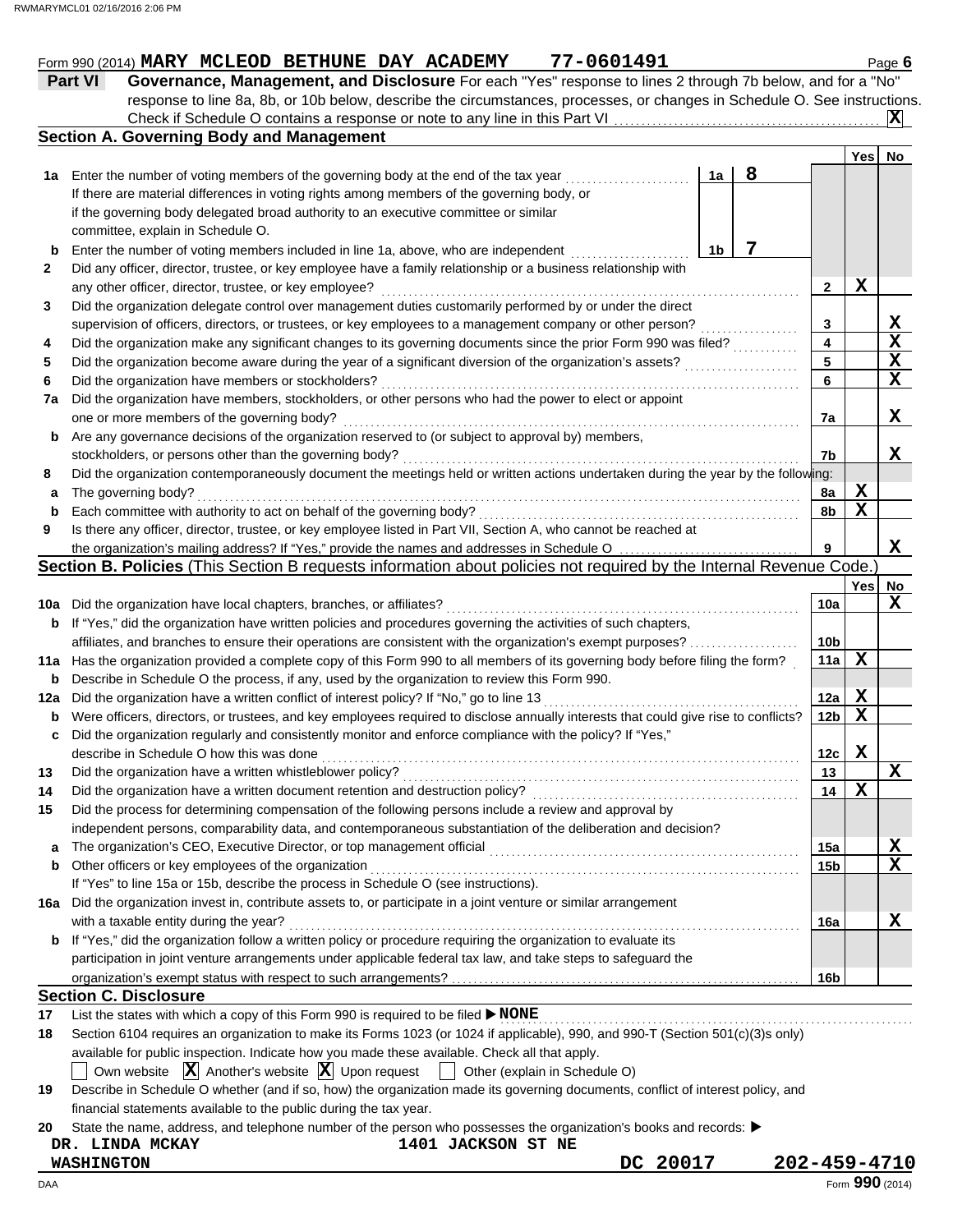Form 990 (2014) **MARY MCLEOD BETHUNE DAY ACADEMY** **77-0601491** Page **6**

## Part VI Governance, Management, and Disclosure

For each "Yes" response to lines 2 through 7b below, and for a "No" response to line 8a, 8b, or 10b below, describe the circumstances, processes, or changes in Schedule O. See instructions.

Check if Schedule O contains a response or note to any line in this Part VI ..... **X**

### Section A. Governing Body and Management

| | | | | Yes | No |
|---|---|---|---|---|---|
| **1a** | Enter the number of voting members of the governing body at the end of the tax year ..... If there are material differences in voting rights among members of the governing body, or if the governing body delegated broad authority to an executive committee or similar committee, explain in Schedule O. | 1a | 8 | | |
| **b** | Enter the number of voting members included in line 1a, above, who are independent ..... | 1b | 7 | | |
| **2** | Did any officer, director, trustee, or key employee have a family relationship or a business relationship with any other officer, director, trustee, or key employee? | | 2 | X | |
| **3** | Did the organization delegate control over management duties customarily performed by or under the direct supervision of officers, directors, or trustees, or key employees to a management company or other person? | | 3 | | X |
| **4** | Did the organization make any significant changes to its governing documents since the prior Form 990 was filed? | | 4 | | X |
| **5** | Did the organization become aware during the year of a significant diversion of the organization's assets? | | 5 | | X |
| **6** | Did the organization have members or stockholders? | | 6 | | X |
| **7a** | Did the organization have members, stockholders, or other persons who had the power to elect or appoint one or more members of the governing body? | | 7a | | X |
| **b** | Are any governance decisions of the organization reserved to (or subject to approval by) members, stockholders, or persons other than the governing body? | | 7b | | X |
| **8** | Did the organization contemporaneously document the meetings held or written actions undertaken during the year by the following: | | | | |
| **a** | The governing body? | | 8a | X | |
| **b** | Each committee with authority to act on behalf of the governing body? | | 8b | X | |
| **9** | Is there any officer, director, trustee, or key employee listed in Part VII, Section A, who cannot be reached at the organization's mailing address? If "Yes," provide the names and addresses in Schedule O | | 9 | | X |

### Section B. Policies (This Section B requests information about policies not required by the Internal Revenue Code.)

| | | | Yes | No |
|---|---|---|---|---|
| **10a** | Did the organization have local chapters, branches, or affiliates? | 10a | | X |
| **b** | If "Yes," did the organization have written policies and procedures governing the activities of such chapters, affiliates, and branches to ensure their operations are consistent with the organization's exempt purposes? | 10b | | |
| **11a** | Has the organization provided a complete copy of this Form 990 to all members of its governing body before filing the form? | 11a | X | |
| **b** | Describe in Schedule O the process, if any, used by the organization to review this Form 990. | | | |
| **12a** | Did the organization have a written conflict of interest policy? If "No," go to line 13 | 12a | X | |
| **b** | Were officers, directors, or trustees, and key employees required to disclose annually interests that could give rise to conflicts? | 12b | X | |
| **c** | Did the organization regularly and consistently monitor and enforce compliance with the policy? If "Yes," describe in Schedule O how this was done | 12c | X | |
| **13** | Did the organization have a written whistleblower policy? | 13 | | X |
| **14** | Did the organization have a written document retention and destruction policy? | 14 | X | |
| **15** | Did the process for determining compensation of the following persons include a review and approval by independent persons, comparability data, and contemporaneous substantiation of the deliberation and decision? | | | |
| **a** | The organization's CEO, Executive Director, or top management official | 15a | | X |
| **b** | Other officers or key employees of the organization | 15b | | X |
| | If "Yes" to line 15a or 15b, describe the process in Schedule O (see instructions). | | | |
| **16a** | Did the organization invest in, contribute assets to, or participate in a joint venture or similar arrangement with a taxable entity during the year? | 16a | | X |
| **b** | If "Yes," did the organization follow a written policy or procedure requiring the organization to evaluate its participation in joint venture arrangements under applicable federal tax law, and take steps to safeguard the organization's exempt status with respect to such arrangements? | 16b | | |

### Section C. Disclosure

**17** List the states with which a copy of this Form 990 is required to be filed ▶ **NONE**

**18** Section 6104 requires an organization to make its Forms 1023 (or 1024 if applicable), 990, and 990-T (Section 501(c)(3)s only) available for public inspection. Indicate how you made these available. Check all that apply.

☐ Own website **☒** Another's website **☒** Upon request ☐ Other (explain in Schedule O)

**19** Describe in Schedule O whether (and if so, how) the organization made its governing documents, conflict of interest policy, and financial statements available to the public during the tax year.

**20** State the name, address, and telephone number of the person who possesses the organization's books and records: ▶

**DR. LINDA MCKAY** **1401 JACKSON ST NE**
**WASHINGTON** **DC 20017** **202-459-4710**

Form **990** (2014)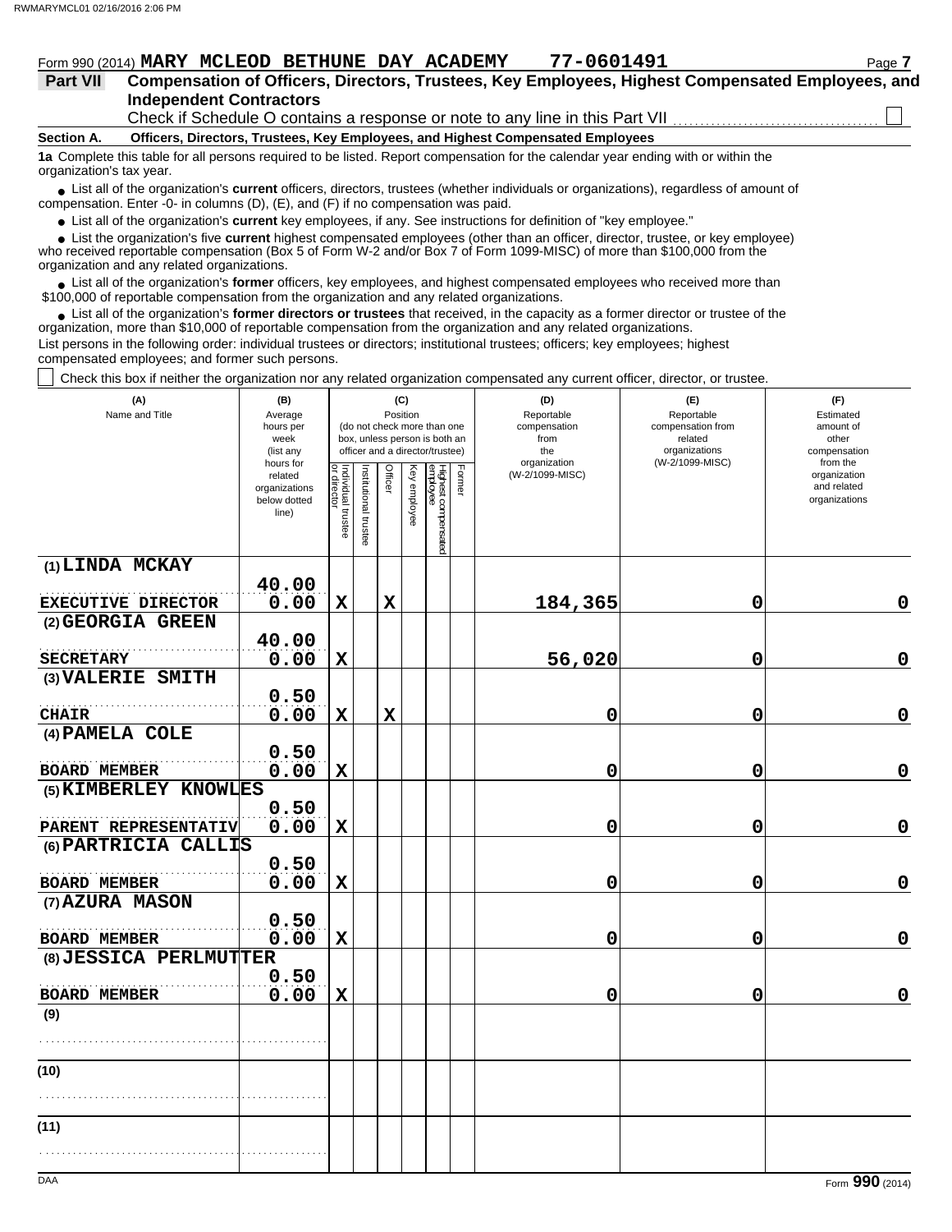Form 990 (2014) **MARY MCLEOD BETHUNE DAY ACADEMY 77-0601491** Page **7**

## Part VII Compensation of Officers, Directors, Trustees, Key Employees, Highest Compensated Employees, and Independent Contractors

Check if Schedule O contains a response or note to any line in this Part VII ☐

**Section A. Officers, Directors, Trustees, Key Employees, and Highest Compensated Employees**

**1a** Complete this table for all persons required to be listed. Report compensation for the calendar year ending with or within the organization's tax year.

- List all of the organization's **current** officers, directors, trustees (whether individuals or organizations), regardless of amount of compensation. Enter -0- in columns (D), (E), and (F) if no compensation was paid.
- List all of the organization's **current** key employees, if any. See instructions for definition of "key employee."
- List the organization's five **current** highest compensated employees (other than an officer, director, trustee, or key employee) who received reportable compensation (Box 5 of Form W-2 and/or Box 7 of Form 1099-MISC) of more than $100,000 from the organization and any related organizations.
- List all of the organization's **former** officers, key employees, and highest compensated employees who received more than $100,000 of reportable compensation from the organization and any related organizations.
- List all of the organization's **former directors or trustees** that received, in the capacity as a former director or trustee of the organization, more than $10,000 of reportable compensation from the organization and any related organizations.

List persons in the following order: individual trustees or directors; institutional trustees; officers; key employees; highest compensated employees; and former such persons.

☐ Check this box if neither the organization nor any related organization compensated any current officer, director, or trustee.

| (A) Name and Title | (B) Average hours per week (list any hours for related organizations below dotted line) | (C) Position (do not check more than one box, unless person is both an officer and a director/trustee) | | | | | | (D) Reportable compensation from the organization (W-2/1099-MISC) | (E) Reportable compensation from related organizations (W-2/1099-MISC) | (F) Estimated amount of other compensation from the organization and related organizations |
|---|---|---|---|---|---|---|---|---|---|---|
| | | Individual trustee or director | Institutional trustee | Officer | Key employee | Highest compensated employee | Former | | | |
| (1) LINDA MCKAY<br>EXECUTIVE DIRECTOR | 40.00<br>0.00 | X | | X | | | | 184,365 | 0 | 0 |
| (2) GEORGIA GREEN<br>SECRETARY | 40.00<br>0.00 | X | | | | | | 56,020 | 0 | 0 |
| (3) VALERIE SMITH<br>CHAIR | 0.50<br>0.00 | X | | X | | | | 0 | 0 | 0 |
| (4) PAMELA COLE<br>BOARD MEMBER | 0.50<br>0.00 | X | | | | | | 0 | 0 | 0 |
| (5) KIMBERLEY KNOWLES<br>PARENT REPRESENTATIV | 0.50<br>0.00 | X | | | | | | 0 | 0 | 0 |
| (6) PARTRICIA CALLIS<br>BOARD MEMBER | 0.50<br>0.00 | X | | | | | | 0 | 0 | 0 |
| (7) AZURA MASON<br>BOARD MEMBER | 0.50<br>0.00 | X | | | | | | 0 | 0 | 0 |
| (8) JESSICA PERLMUTTER<br>BOARD MEMBER | 0.50<br>0.00 | X | | | | | | 0 | 0 | 0 |
| (9) | | | | | | | | | | |
| (10) | | | | | | | | | | |
| (11) | | | | | | | | | | |

Form **990** (2014)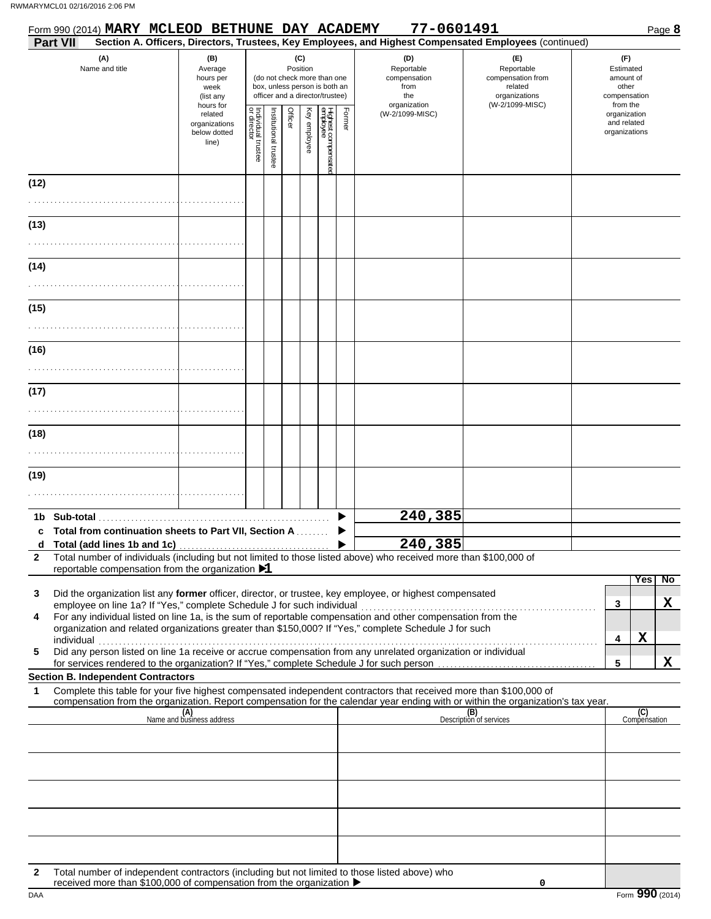Form 990 (2014) **MARY MCLEOD BETHUNE DAY ACADEMY** **77-0601491**

**Part VII** **Section A. Officers, Directors, Trustees, Key Employees, and Highest Compensated Employees** (continued)

| (A) Name and title | (B) Average hours per week (list any hours for related organizations below dotted line) | (C) Position (do not check more than one box, unless person is both an officer and a director/trustee) | | | | | | (D) Reportable compensation from the organization (W-2/1099-MISC) | (E) Reportable compensation from related organizations (W-2/1099-MISC) | (F) Estimated amount of other compensation from the organization and related organizations |
|---|---|---|---|---|---|---|---|---|---|---|
| | | Individual trustee or director | Institutional trustee | Officer | Key employee | Highest compensated employee | Former | | | |
| (12) | | | | | | | | | | |
| (13) | | | | | | | | | | |
| (14) | | | | | | | | | | |
| (15) | | | | | | | | | | |
| (16) | | | | | | | | | | |
| (17) | | | | | | | | | | |
| (18) | | | | | | | | | | |
| (19) | | | | | | | | | | |
| **1b Sub-total** | | | | | | | | **240,385** | | |
| **c Total from continuation sheets to Part VII, Section A** | | | | | | | | | | |
| **d Total (add lines 1b and 1c)** | | | | | | | | **240,385** | | |

**2** Total number of individuals (including but not limited to those listed above) who received more than $100,000 of reportable compensation from the organization ▶ **1**

| | | | Yes | No |
|---|---|---|---|---|
| 3 | Did the organization list any **former** officer, director, or trustee, key employee, or highest compensated employee on line 1a? If "Yes," complete Schedule J for such individual | 3 | | X |
| 4 | For any individual listed on line 1a, is the sum of reportable compensation and other compensation from the organization and related organizations greater than $150,000? If "Yes," complete Schedule J for such individual | 4 | X | |
| 5 | Did any person listed on line 1a receive or accrue compensation from any unrelated organization or individual for services rendered to the organization? If "Yes," complete Schedule J for such person | 5 | | X |

**Section B. Independent Contractors**

**1** Complete this table for your five highest compensated independent contractors that received more than $100,000 of compensation from the organization. Report compensation for the calendar year ending with or within the organization's tax year.

| (A) Name and business address | (B) Description of services | (C) Compensation |
|---|---|---|
| | | |
| | | |
| | | |
| | | |
| | | |

**2** Total number of independent contractors (including but not limited to those listed above) who received more than $100,000 of compensation from the organization ▶ **0**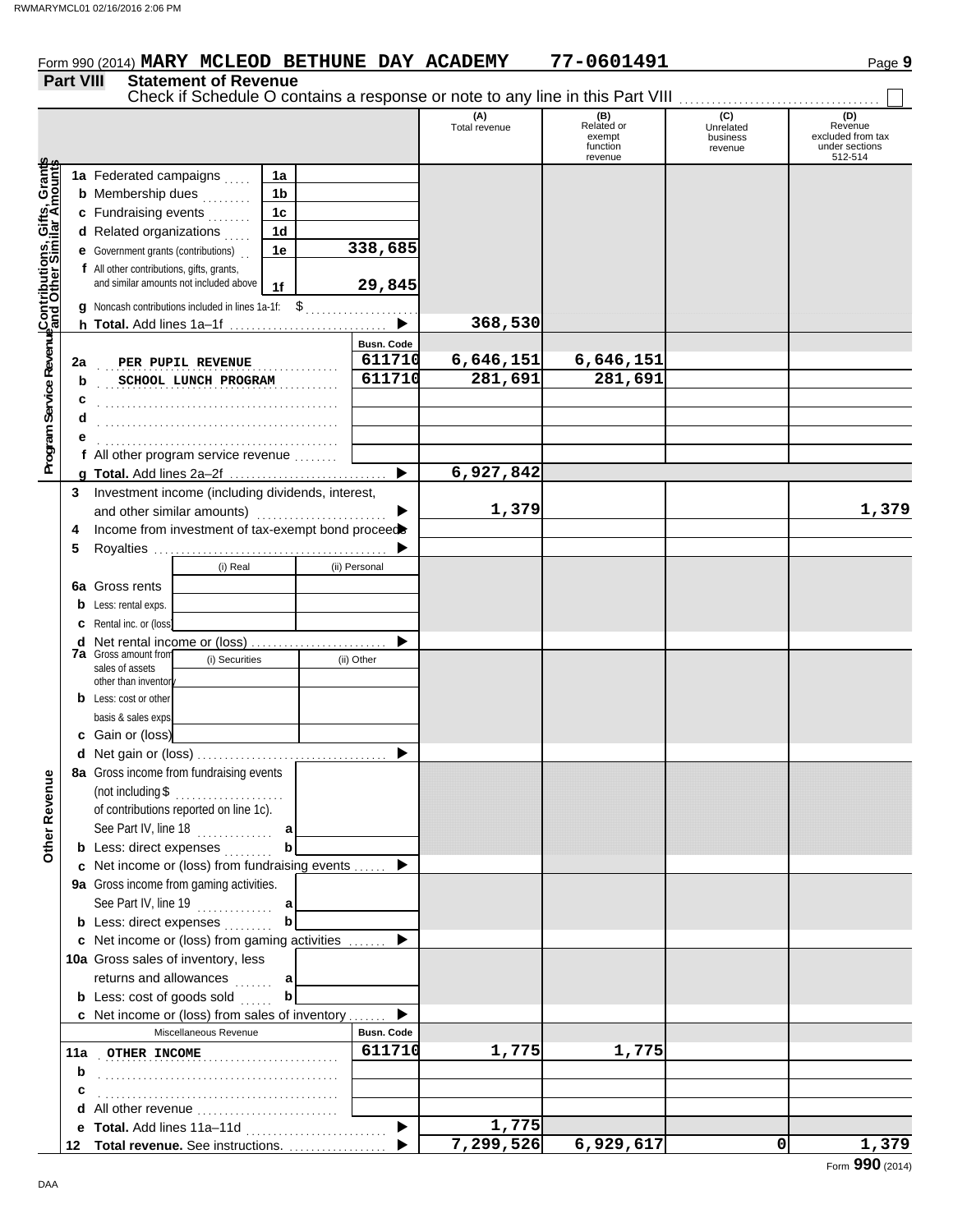Form 990 (2014) **MARY MCLEOD BETHUNE DAY ACADEMY** **77-0601491**

## Part VIII Statement of Revenue

Check if Schedule O contains a response or note to any line in this Part VIII ☐

| | | | | (A) Total revenue | (B) Related or exempt function revenue | (C) Unrelated business revenue | (D) Revenue excluded from tax under sections 512-514 |
|---|---|---|---|---|---|---|---|
| **Contributions, Gifts, Grants and Other Similar Amounts** | 1a Federated campaigns | 1a | | | | | |
| | b Membership dues | 1b | | | | | |
| | c Fundraising events | 1c | | | | | |
| | d Related organizations | 1d | | | | | |
| | e Government grants (contributions) | 1e | 338,685 | | | | |
| | f All other contributions, gifts, grants, and similar amounts not included above | 1f | 29,845 | | | | |
| | g Noncash contributions included in lines 1a-1f: $ | | | | | | |
| | h **Total.** Add lines 1a–1f | | ▶ | 368,530 | | | |
| **Program Service Revenue** | | | Busn. Code | | | | |
| | 2a PER PUPIL REVENUE | | 611710 | 6,646,151 | 6,646,151 | | |
| | b SCHOOL LUNCH PROGRAM | | 611710 | 281,691 | 281,691 | | |
| | c | | | | | | |
| | d | | | | | | |
| | e | | | | | | |
| | f All other program service revenue | | | | | | |
| | g **Total.** Add lines 2a–2f | | ▶ | 6,927,842 | | | |
| **Other Revenue** | 3 Investment income (including dividends, interest, and other similar amounts) | | ▶ | 1,379 | | | 1,379 |
| | 4 Income from investment of tax-exempt bond proceeds | | ▶ | | | | |
| | 5 Royalties | | ▶ | | | | |
| | | (i) Real | (ii) Personal | | | | |
| | 6a Gross rents | | | | | | |
| | b Less: rental exps. | | | | | | |
| | c Rental inc. or (loss) | | | | | | |
| | d Net rental income or (loss) | | ▶ | | | | |
| | | (i) Securities | (ii) Other | | | | |
| | 7a Gross amount from sales of assets other than inventory | | | | | | |
| | b Less: cost or other basis & sales exps. | | | | | | |
| | c Gain or (loss) | | | | | | |
| | d Net gain or (loss) | | ▶ | | | | |
| | 8a Gross income from fundraising events (not including $ of contributions reported on line 1c). See Part IV, line 18 | a | | | | | |
| | b Less: direct expenses | b | | | | | |
| | c Net income or (loss) from fundraising events | | ▶ | | | | |
| | 9a Gross income from gaming activities. See Part IV, line 19 | a | | | | | |
| | b Less: direct expenses | b | | | | | |
| | c Net income or (loss) from gaming activities | | ▶ | | | | |
| | 10a Gross sales of inventory, less returns and allowances | a | | | | | |
| | b Less: cost of goods sold | b | | | | | |
| | c Net income or (loss) from sales of inventory | | ▶ | | | | |
| | Miscellaneous Revenue | | Busn. Code | | | | |
| | 11a OTHER INCOME | | 611710 | 1,775 | 1,775 | | |
| | b | | | | | | |
| | c | | | | | | |
| | d All other revenue | | | | | | |
| | e **Total.** Add lines 11a–11d | | ▶ | 1,775 | | | |
| | 12 **Total revenue.** See instructions. | | ▶ | 7,299,526 | 6,929,617 | 0 | 1,379 |

Form **990** (2014)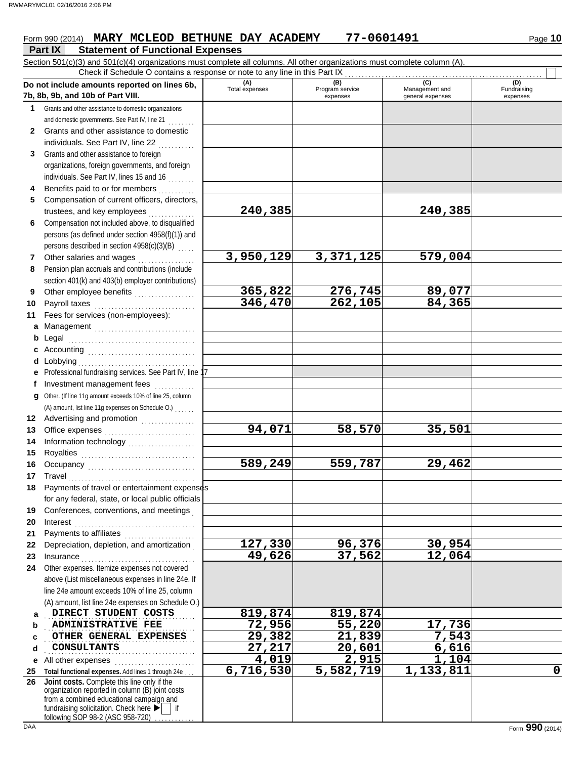Form 990 (2014) **MARY MCLEOD BETHUNE DAY ACADEMY 77-0601491**

## Part IX Statement of Functional Expenses

Section 501(c)(3) and 501(c)(4) organizations must complete all columns. All other organizations must complete column (A).

Check if Schedule O contains a response or note to any line in this Part IX ☐

| Do not include amounts reported on lines 6b, 7b, 8b, 9b, and 10b of Part VIII. | (A) Total expenses | (B) Program service expenses | (C) Management and general expenses | (D) Fundraising expenses |
|---|---|---|---|---|
| **1** Grants and other assistance to domestic organizations and domestic governments. See Part IV, line 21 | | | | |
| **2** Grants and other assistance to domestic individuals. See Part IV, line 22 | | | | |
| **3** Grants and other assistance to foreign organizations, foreign governments, and foreign individuals. See Part IV, lines 15 and 16 | | | | |
| **4** Benefits paid to or for members | | | | |
| **5** Compensation of current officers, directors, trustees, and key employees | 240,385 | | 240,385 | |
| **6** Compensation not included above, to disqualified persons (as defined under section 4958(f)(1)) and persons described in section 4958(c)(3)(B) | | | | |
| **7** Other salaries and wages | 3,950,129 | 3,371,125 | 579,004 | |
| **8** Pension plan accruals and contributions (include section 401(k) and 403(b) employer contributions) | | | | |
| **9** Other employee benefits | 365,822 | 276,745 | 89,077 | |
| **10** Payroll taxes | 346,470 | 262,105 | 84,365 | |
| **11** Fees for services (non-employees): | | | | |
| **a** Management | | | | |
| **b** Legal | | | | |
| **c** Accounting | | | | |
| **d** Lobbying | | | | |
| **e** Professional fundraising services. See Part IV, line 17 | | | | |
| **f** Investment management fees | | | | |
| **g** Other. (If line 11g amount exceeds 10% of line 25, column (A) amount, list line 11g expenses on Schedule O.) | | | | |
| **12** Advertising and promotion | | | | |
| **13** Office expenses | 94,071 | 58,570 | 35,501 | |
| **14** Information technology | | | | |
| **15** Royalties | | | | |
| **16** Occupancy | 589,249 | 559,787 | 29,462 | |
| **17** Travel | | | | |
| **18** Payments of travel or entertainment expenses for any federal, state, or local public officials | | | | |
| **19** Conferences, conventions, and meetings | | | | |
| **20** Interest | | | | |
| **21** Payments to affiliates | | | | |
| **22** Depreciation, depletion, and amortization | 127,330 | 96,376 | 30,954 | |
| **23** Insurance | 49,626 | 37,562 | 12,064 | |
| **24** Other expenses. Itemize expenses not covered above (List miscellaneous expenses in line 24e. If line 24e amount exceeds 10% of line 25, column (A) amount, list line 24e expenses on Schedule O.) | | | | |
| **a** DIRECT STUDENT COSTS | 819,874 | 819,874 | | |
| **b** ADMINISTRATIVE FEE | 72,956 | 55,220 | 17,736 | |
| **c** OTHER GENERAL EXPENSES | 29,382 | 21,839 | 7,543 | |
| **d** CONSULTANTS | 27,217 | 20,601 | 6,616 | |
| **e** All other expenses | 4,019 | 2,915 | 1,104 | |
| **25** **Total functional expenses.** Add lines 1 through 24e | 6,716,530 | 5,582,719 | 1,133,811 | 0 |
| **26** **Joint costs.** Complete this line only if the organization reported in column (B) joint costs from a combined educational campaign and fundraising solicitation. Check here ▶ ☐ if following SOP 98-2 (ASC 958-720) | | | | |

Form **990** (2014)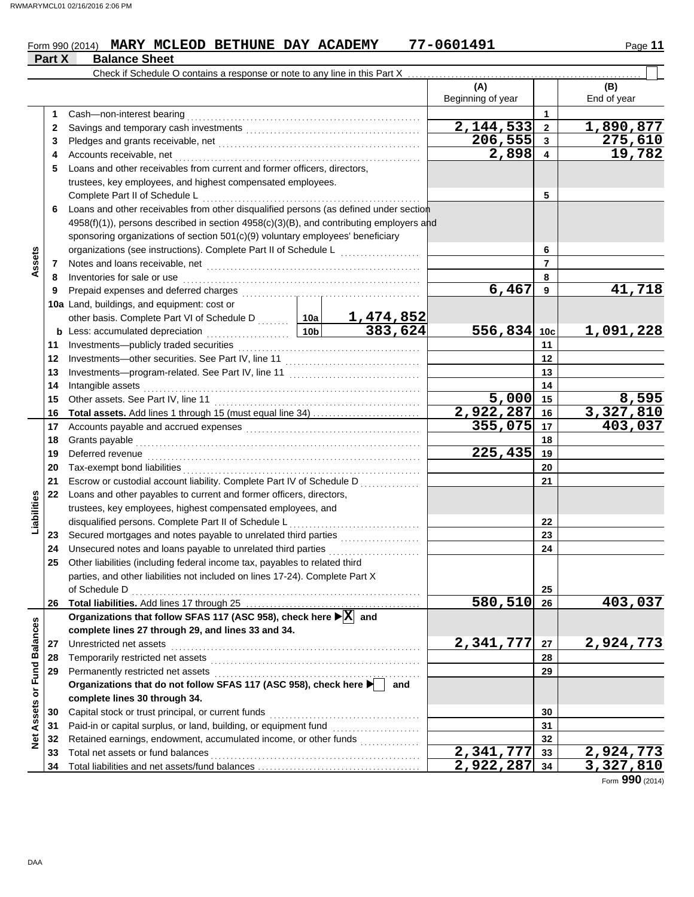Form 990 (2014) **MARY MCLEOD BETHUNE DAY ACADEMY** **77-0601491** Page **11**

## Part X Balance Sheet

Check if Schedule O contains a response or note to any line in this Part X ☐

| | | | | (A) Beginning of year | | (B) End of year |
|---|---|---|---|---|---|---|
| **Assets** | 1 | Cash—non-interest bearing | | | 1 | |
| | 2 | Savings and temporary cash investments | | 2,144,533 | 2 | 1,890,877 |
| | 3 | Pledges and grants receivable, net | | 206,555 | 3 | 275,610 |
| | 4 | Accounts receivable, net | | 2,898 | 4 | 19,782 |
| | 5 | Loans and other receivables from current and former officers, directors, trustees, key employees, and highest compensated employees. Complete Part II of Schedule L | | | 5 | |
| | 6 | Loans and other receivables from other disqualified persons (as defined under section 4958(f)(1)), persons described in section 4958(c)(3)(B), and contributing employers and sponsoring organizations of section 501(c)(9) voluntary employees' beneficiary organizations (see instructions). Complete Part II of Schedule L | | | 6 | |
| | 7 | Notes and loans receivable, net | | | 7 | |
| | 8 | Inventories for sale or use | | | 8 | |
| | 9 | Prepaid expenses and deferred charges | | 6,467 | 9 | 41,718 |
| | 10a | Land, buildings, and equipment: cost or other basis. Complete Part VI of Schedule D | 10a 1,474,852 | | | |
| | b | Less: accumulated depreciation | 10b 383,624 | 556,834 | 10c | 1,091,228 |
| | 11 | Investments—publicly traded securities | | | 11 | |
| | 12 | Investments—other securities. See Part IV, line 11 | | | 12 | |
| | 13 | Investments—program-related. See Part IV, line 11 | | | 13 | |
| | 14 | Intangible assets | | | 14 | |
| | 15 | Other assets. See Part IV, line 11 | | 5,000 | 15 | 8,595 |
| | 16 | **Total assets.** Add lines 1 through 15 (must equal line 34) | | 2,922,287 | 16 | 3,327,810 |
| **Liabilities** | 17 | Accounts payable and accrued expenses | | 355,075 | 17 | 403,037 |
| | 18 | Grants payable | | | 18 | |
| | 19 | Deferred revenue | | 225,435 | 19 | |
| | 20 | Tax-exempt bond liabilities | | | 20 | |
| | 21 | Escrow or custodial account liability. Complete Part IV of Schedule D | | | 21 | |
| | 22 | Loans and other payables to current and former officers, directors, trustees, key employees, highest compensated employees, and disqualified persons. Complete Part II of Schedule L | | | 22 | |
| | 23 | Secured mortgages and notes payable to unrelated third parties | | | 23 | |
| | 24 | Unsecured notes and loans payable to unrelated third parties | | | 24 | |
| | 25 | Other liabilities (including federal income tax, payables to related third parties, and other liabilities not included on lines 17-24). Complete Part X of Schedule D | | | 25 | |
| | 26 | **Total liabilities.** Add lines 17 through 25 | | 580,510 | 26 | 403,037 |
| **Net Assets or Fund Balances** | | **Organizations that follow SFAS 117 (ASC 958), check here ▶ ☒ and complete lines 27 through 29, and lines 33 and 34.** | | | | |
| | 27 | Unrestricted net assets | | 2,341,777 | 27 | 2,924,773 |
| | 28 | Temporarily restricted net assets | | | 28 | |
| | 29 | Permanently restricted net assets | | | 29 | |
| | | **Organizations that do not follow SFAS 117 (ASC 958), check here ▶ ☐ and complete lines 30 through 34.** | | | | |
| | 30 | Capital stock or trust principal, or current funds | | | 30 | |
| | 31 | Paid-in or capital surplus, or land, building, or equipment fund | | | 31 | |
| | 32 | Retained earnings, endowment, accumulated income, or other funds | | | 32 | |
| | 33 | Total net assets or fund balances | | 2,341,777 | 33 | 2,924,773 |
| | 34 | Total liabilities and net assets/fund balances | | 2,922,287 | 34 | 3,327,810 |

Form **990** (2014)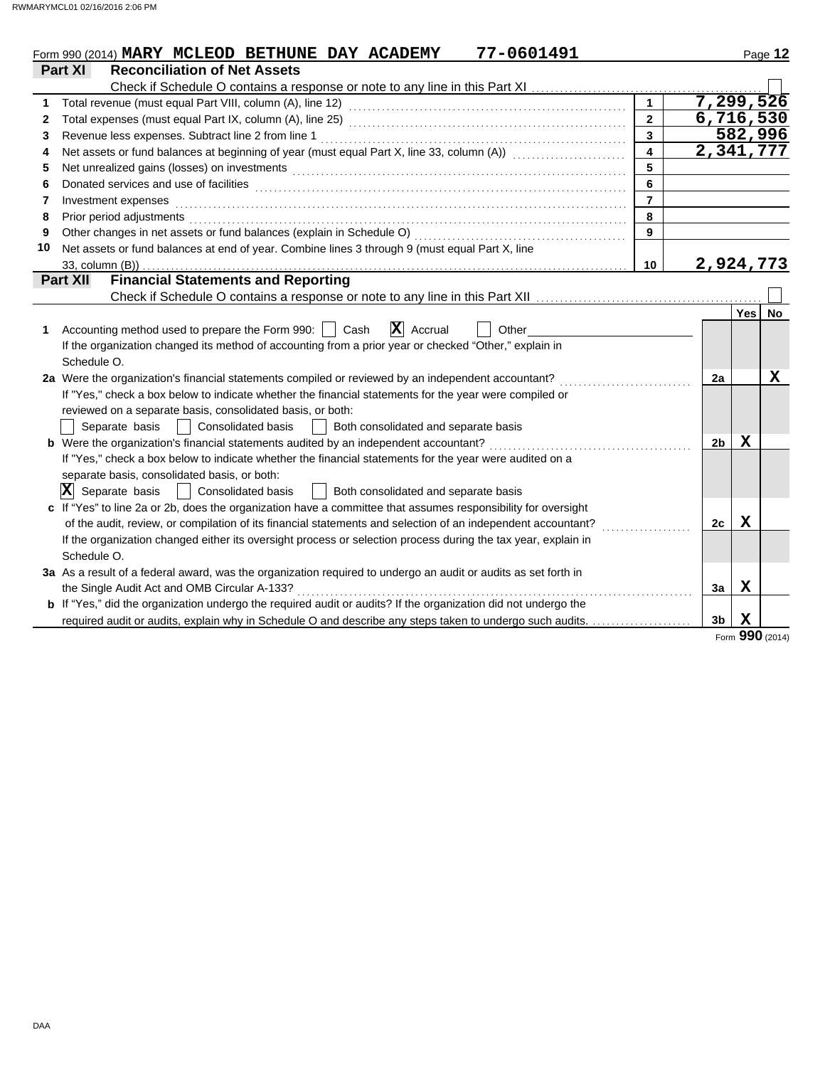Form 990 (2014) **MARY MCLEOD BETHUNE DAY ACADEMY 77-0601491** Page **12**

## Part XI Reconciliation of Net Assets

Check if Schedule O contains a response or note to any line in this Part XI ☐

| | | | |
|---|---|---|---|
| 1 | Total revenue (must equal Part VIII, column (A), line 12) | 1 | 7,299,526 |
| 2 | Total expenses (must equal Part IX, column (A), line 25) | 2 | 6,716,530 |
| 3 | Revenue less expenses. Subtract line 2 from line 1 | 3 | 582,996 |
| 4 | Net assets or fund balances at beginning of year (must equal Part X, line 33, column (A)) | 4 | 2,341,777 |
| 5 | Net unrealized gains (losses) on investments | 5 | |
| 6 | Donated services and use of facilities | 6 | |
| 7 | Investment expenses | 7 | |
| 8 | Prior period adjustments | 8 | |
| 9 | Other changes in net assets or fund balances (explain in Schedule O) | 9 | |
| 10 | Net assets or fund balances at end of year. Combine lines 3 through 9 (must equal Part X, line 33, column (B)) | 10 | 2,924,773 |

## Part XII Financial Statements and Reporting

Check if Schedule O contains a response or note to any line in this Part XII ☐

| | | | Yes | No |
|---|---|---|---|---|
| 1 | Accounting method used to prepare the Form 990: ☐ Cash ☒ Accrual ☐ Other<br>If the organization changed its method of accounting from a prior year or checked "Other," explain in Schedule O. | | | |
| 2a | Were the organization's financial statements compiled or reviewed by an independent accountant? | 2a | | X |
| | If "Yes," check a box below to indicate whether the financial statements for the year were compiled or reviewed on a separate basis, consolidated basis, or both:<br>☐ Separate basis ☐ Consolidated basis ☐ Both consolidated and separate basis | | | |
| b | Were the organization's financial statements audited by an independent accountant? | 2b | X | |
| | If "Yes," check a box below to indicate whether the financial statements for the year were audited on a separate basis, consolidated basis, or both:<br>☒ Separate basis ☐ Consolidated basis ☐ Both consolidated and separate basis | | | |
| c | If "Yes" to line 2a or 2b, does the organization have a committee that assumes responsibility for oversight of the audit, review, or compilation of its financial statements and selection of an independent accountant? | 2c | X | |
| | If the organization changed either its oversight process or selection process during the tax year, explain in Schedule O. | | | |
| 3a | As a result of a federal award, was the organization required to undergo an audit or audits as set forth in the Single Audit Act and OMB Circular A-133? | 3a | X | |
| b | If "Yes," did the organization undergo the required audit or audits? If the organization did not undergo the required audit or audits, explain why in Schedule O and describe any steps taken to undergo such audits. | 3b | X | |

Form **990** (2014)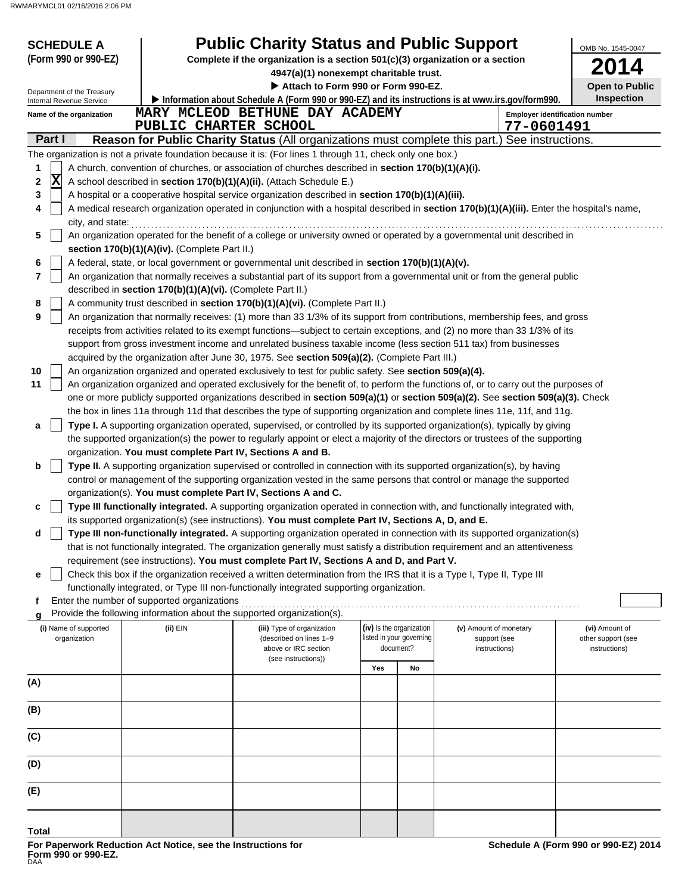**SCHEDULE A (Form 990 or 990-EZ)**

Department of the Treasury
Internal Revenue Service

# Public Charity Status and Public Support

**Complete if the organization is a section 501(c)(3) organization or a section 4947(a)(1) nonexempt charitable trust.**

▶ **Attach to Form 990 or Form 990-EZ.**

▶ **Information about Schedule A (Form 990 or 990-EZ) and its instructions is at www.irs.gov/form990.**

OMB No. 1545-0047

**2014**

**Open to Public Inspection**

**Name of the organization:** MARY MCLEOD BETHUNE DAY ACADEMY PUBLIC CHARTER SCHOOL

**Employer identification number:** 77-0601491

## Part I — Reason for Public Charity Status (All organizations must complete this part.) See instructions.

The organization is not a private foundation because it is: (For lines 1 through 11, check only one box.)

1. [ ] A church, convention of churches, or association of churches described in **section 170(b)(1)(A)(i).**
2. [X] A school described in **section 170(b)(1)(A)(ii).** (Attach Schedule E.)
3. [ ] A hospital or a cooperative hospital service organization described in **section 170(b)(1)(A)(iii).**
4. [ ] A medical research organization operated in conjunction with a hospital described in **section 170(b)(1)(A)(iii).** Enter the hospital's name, city, and state:
5. [ ] An organization operated for the benefit of a college or university owned or operated by a governmental unit described in **section 170(b)(1)(A)(iv).** (Complete Part II.)
6. [ ] A federal, state, or local government or governmental unit described in **section 170(b)(1)(A)(v).**
7. [ ] An organization that normally receives a substantial part of its support from a governmental unit or from the general public described in **section 170(b)(1)(A)(vi).** (Complete Part II.)
8. [ ] A community trust described in **section 170(b)(1)(A)(vi).** (Complete Part II.)
9. [ ] An organization that normally receives: (1) more than 33 1/3% of its support from contributions, membership fees, and gross receipts from activities related to its exempt functions—subject to certain exceptions, and (2) no more than 33 1/3% of its support from gross investment income and unrelated business taxable income (less section 511 tax) from businesses acquired by the organization after June 30, 1975. See **section 509(a)(2).** (Complete Part III.)
10. [ ] An organization organized and operated exclusively to test for public safety. See **section 509(a)(4).**
11. [ ] An organization organized and operated exclusively for the benefit of, to perform the functions of, or to carry out the purposes of one or more publicly supported organizations described in **section 509(a)(1)** or **section 509(a)(2).** See **section 509(a)(3).** Check the box in lines 11a through 11d that describes the type of supporting organization and complete lines 11e, 11f, and 11g.
   - **a** [ ] **Type I.** A supporting organization operated, supervised, or controlled by its supported organization(s), typically by giving the supported organization(s) the power to regularly appoint or elect a majority of the directors or trustees of the supporting organization. **You must complete Part IV, Sections A and B.**
   - **b** [ ] **Type II.** A supporting organization supervised or controlled in connection with its supported organization(s), by having control or management of the supporting organization vested in the same persons that control or manage the supported organization(s). **You must complete Part IV, Sections A and C.**
   - **c** [ ] **Type III functionally integrated.** A supporting organization operated in connection with, and functionally integrated with, its supported organization(s) (see instructions). **You must complete Part IV, Sections A, D, and E.**
   - **d** [ ] **Type III non-functionally integrated.** A supporting organization operated in connection with its supported organization(s) that is not functionally integrated. The organization generally must satisfy a distribution requirement and an attentiveness requirement (see instructions). **You must complete Part IV, Sections A and D, and Part V.**
   - **e** [ ] Check this box if the organization received a written determination from the IRS that it is a Type I, Type II, Type III functionally integrated, or Type III non-functionally integrated supporting organization.
   - **f** Enter the number of supported organizations
   - **g** Provide the following information about the supported organization(s).

| (i) Name of supported organization | (ii) EIN | (iii) Type of organization (described on lines 1–9 above or IRC section (see instructions)) | (iv) Is the organization listed in your governing document? Yes | No | (v) Amount of monetary support (see instructions) | (vi) Amount of other support (see instructions) |
|---|---|---|---|---|---|---|
| (A) | | | | | | |
| (B) | | | | | | |
| (C) | | | | | | |
| (D) | | | | | | |
| (E) | | | | | | |
| **Total** | | | | | | |

**For Paperwork Reduction Act Notice, see the Instructions for Form 990 or 990-EZ.**

DAA

**Schedule A (Form 990 or 990-EZ) 2014**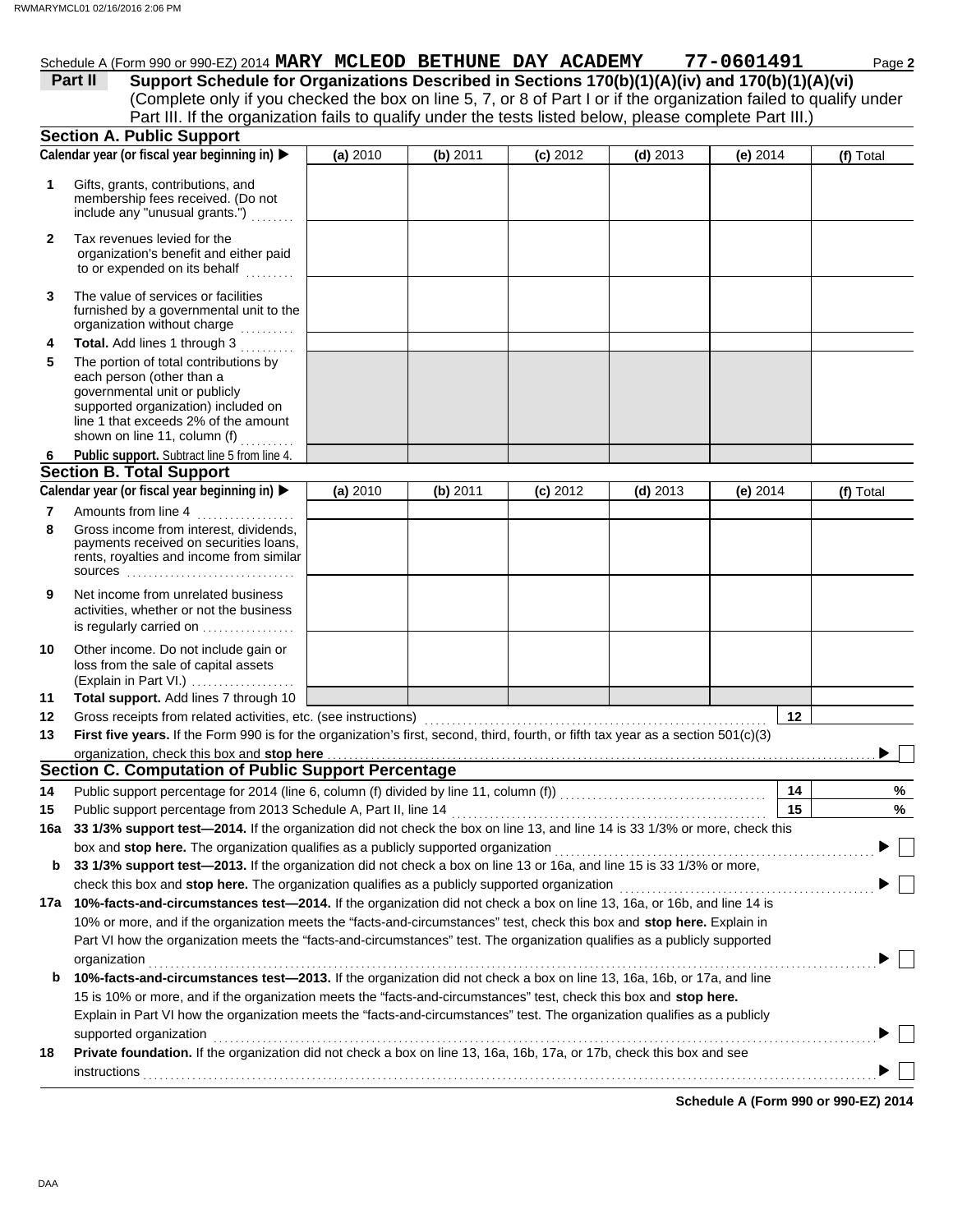Schedule A (Form 990 or 990-EZ) 2014 **MARY MCLEOD BETHUNE DAY ACADEMY 77-0601491** Page **2**

**Part II Support Schedule for Organizations Described in Sections 170(b)(1)(A)(iv) and 170(b)(1)(A)(vi)**
(Complete only if you checked the box on line 5, 7, or 8 of Part I or if the organization failed to qualify under Part III. If the organization fails to qualify under the tests listed below, please complete Part III.)

## Section A. Public Support

| Calendar year (or fiscal year beginning in) ▶ | (a) 2010 | (b) 2011 | (c) 2012 | (d) 2013 | (e) 2014 | (f) Total |
|---|---|---|---|---|---|---|
| 1 Gifts, grants, contributions, and membership fees received. (Do not include any "unusual grants.") | | | | | | |
| 2 Tax revenues levied for the organization's benefit and either paid to or expended on its behalf | | | | | | |
| 3 The value of services or facilities furnished by a governmental unit to the organization without charge | | | | | | |
| 4 **Total.** Add lines 1 through 3 | | | | | | |
| 5 The portion of total contributions by each person (other than a governmental unit or publicly supported organization) included on line 1 that exceeds 2% of the amount shown on line 11, column (f) | | | | | | |
| 6 **Public support.** Subtract line 5 from line 4. | | | | | | |

## Section B. Total Support

| Calendar year (or fiscal year beginning in) ▶ | (a) 2010 | (b) 2011 | (c) 2012 | (d) 2013 | (e) 2014 | (f) Total |
|---|---|---|---|---|---|---|
| 7 Amounts from line 4 | | | | | | |
| 8 Gross income from interest, dividends, payments received on securities loans, rents, royalties and income from similar sources | | | | | | |
| 9 Net income from unrelated business activities, whether or not the business is regularly carried on | | | | | | |
| 10 Other income. Do not include gain or loss from the sale of capital assets (Explain in Part VI.) | | | | | | |
| 11 **Total support.** Add lines 7 through 10 | | | | | | |

12 Gross receipts from related activities, etc. (see instructions) | 12 |

13 **First five years.** If the Form 990 is for the organization's first, second, third, fourth, or fifth tax year as a section 501(c)(3) organization, check this box and **stop here** ▶ ☐

## Section C. Computation of Public Support Percentage

14 Public support percentage for 2014 (line 6, column (f) divided by line 11, column (f)) | 14 | %

15 Public support percentage from 2013 Schedule A, Part II, line 14 | 15 | %

16a **33 1/3% support test—2014.** If the organization did not check the box on line 13, and line 14 is 33 1/3% or more, check this box and **stop here.** The organization qualifies as a publicly supported organization ▶ ☐

b **33 1/3% support test—2013.** If the organization did not check a box on line 13 or 16a, and line 15 is 33 1/3% or more, check this box and **stop here.** The organization qualifies as a publicly supported organization ▶ ☐

17a **10%-facts-and-circumstances test—2014.** If the organization did not check a box on line 13, 16a, or 16b, and line 14 is 10% or more, and if the organization meets the "facts-and-circumstances" test, check this box and **stop here.** Explain in Part VI how the organization meets the "facts-and-circumstances" test. The organization qualifies as a publicly supported organization ▶ ☐

b **10%-facts-and-circumstances test—2013.** If the organization did not check a box on line 13, 16a, 16b, or 17a, and line 15 is 10% or more, and if the organization meets the "facts-and-circumstances" test, check this box and **stop here.** Explain in Part VI how the organization meets the "facts-and-circumstances" test. The organization qualifies as a publicly supported organization ▶ ☐

18 **Private foundation.** If the organization did not check a box on line 13, 16a, 16b, 17a, or 17b, check this box and see instructions ▶ ☐

**Schedule A (Form 990 or 990-EZ) 2014**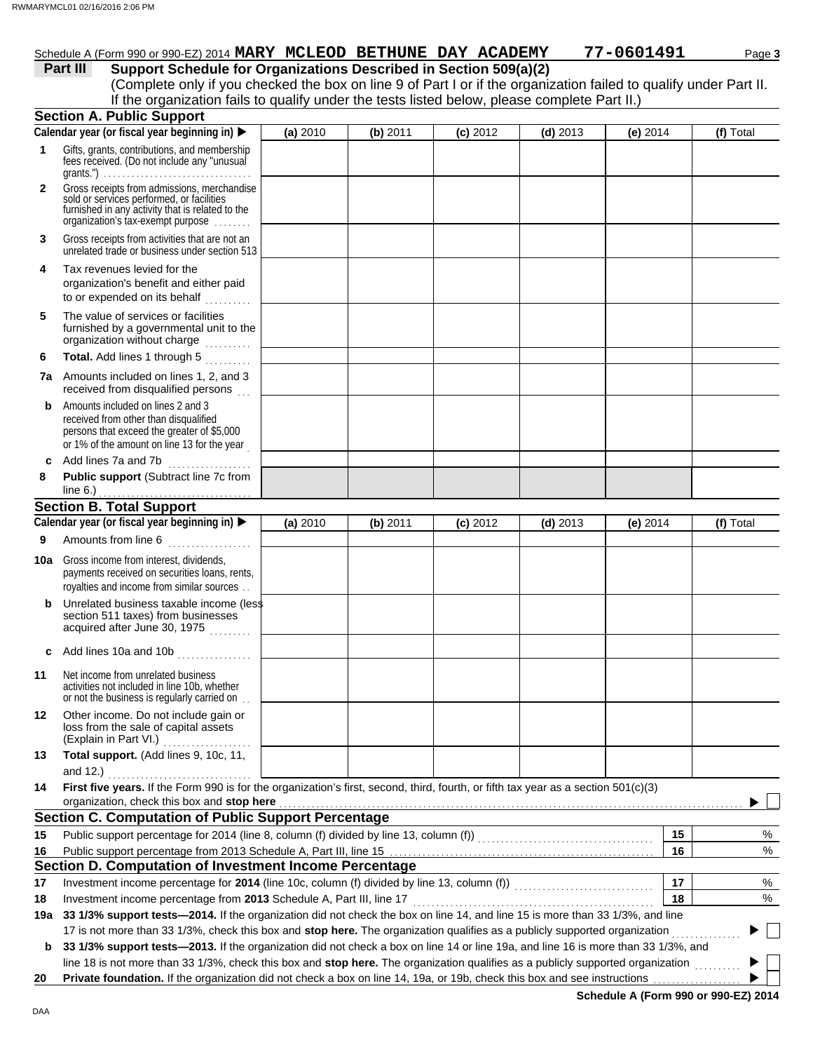Schedule A (Form 990 or 990-EZ) 2014 **MARY MCLEOD BETHUNE DAY ACADEMY** **77-0601491** Page **3**

## Part III Support Schedule for Organizations Described in Section 509(a)(2)

(Complete only if you checked the box on line 9 of Part I or if the organization failed to qualify under Part II. If the organization fails to qualify under the tests listed below, please complete Part II.)

### Section A. Public Support

| Calendar year (or fiscal year beginning in) ▶ | (a) 2010 | (b) 2011 | (c) 2012 | (d) 2013 | (e) 2014 | (f) Total |
|---|---|---|---|---|---|---|
| **1** Gifts, grants, contributions, and membership fees received. (Do not include any "unusual grants.") | | | | | | |
| **2** Gross receipts from admissions, merchandise sold or services performed, or facilities furnished in any activity that is related to the organization's tax-exempt purpose | | | | | | |
| **3** Gross receipts from activities that are not an unrelated trade or business under section 513 | | | | | | |
| **4** Tax revenues levied for the organization's benefit and either paid to or expended on its behalf | | | | | | |
| **5** The value of services or facilities furnished by a governmental unit to the organization without charge | | | | | | |
| **6 Total.** Add lines 1 through 5 | | | | | | |
| **7a** Amounts included on lines 1, 2, and 3 received from disqualified persons | | | | | | |
| **b** Amounts included on lines 2 and 3 received from other than disqualified persons that exceed the greater of $5,000 or 1% of the amount on line 13 for the year | | | | | | |
| **c** Add lines 7a and 7b | | | | | | |
| **8 Public support** (Subtract line 7c from line 6.) | | | | | | |

### Section B. Total Support

| Calendar year (or fiscal year beginning in) ▶ | (a) 2010 | (b) 2011 | (c) 2012 | (d) 2013 | (e) 2014 | (f) Total |
|---|---|---|---|---|---|---|
| **9** Amounts from line 6 | | | | | | |
| **10a** Gross income from interest, dividends, payments received on securities loans, rents, royalties and income from similar sources | | | | | | |
| **b** Unrelated business taxable income (less section 511 taxes) from businesses acquired after June 30, 1975 | | | | | | |
| **c** Add lines 10a and 10b | | | | | | |
| **11** Net income from unrelated business activities not included in line 10b, whether or not the business is regularly carried on | | | | | | |
| **12** Other income. Do not include gain or loss from the sale of capital assets (Explain in Part VI.) | | | | | | |
| **13 Total support.** (Add lines 9, 10c, 11, and 12.) | | | | | | |

**14 First five years.** If the Form 990 is for the organization's first, second, third, fourth, or fifth tax year as a section 501(c)(3) organization, check this box and **stop here** ▶ ☐

### Section C. Computation of Public Support Percentage

| | | | |
|---|---|---|---|
| **15** | Public support percentage for 2014 (line 8, column (f) divided by line 13, column (f)) | 15 | % |
| **16** | Public support percentage from 2013 Schedule A, Part III, line 15 | 16 | % |

### Section D. Computation of Investment Income Percentage

| | | | |
|---|---|---|---|
| **17** | Investment income percentage for **2014** (line 10c, column (f) divided by line 13, column (f)) | 17 | % |
| **18** | Investment income percentage from **2013** Schedule A, Part III, line 17 | 18 | % |

**19a 33 1/3% support tests—2014.** If the organization did not check the box on line 14, and line 15 is more than 33 1/3%, and line 17 is not more than 33 1/3%, check this box and **stop here.** The organization qualifies as a publicly supported organization ▶ ☐

**b 33 1/3% support tests—2013.** If the organization did not check a box on line 14 or line 19a, and line 16 is more than 33 1/3%, and line 18 is not more than 33 1/3%, check this box and **stop here.** The organization qualifies as a publicly supported organization ▶ ☐

**20 Private foundation.** If the organization did not check a box on line 14, 19a, or 19b, check this box and see instructions ▶ ☐

**Schedule A (Form 990 or 990-EZ) 2014**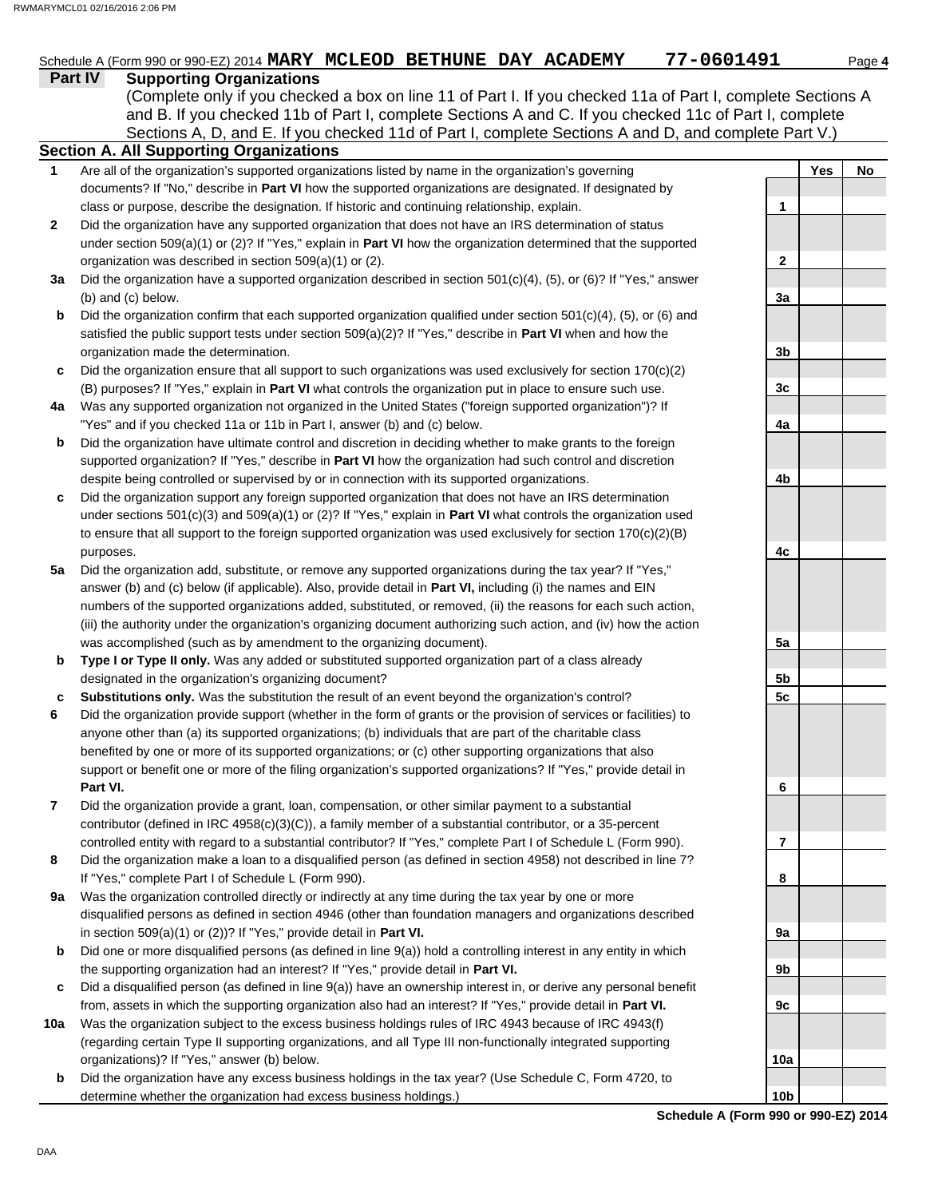Schedule A (Form 990 or 990-EZ) 2014 **MARY MCLEOD BETHUNE DAY ACADEMY 77-0601491** Page **4**

## Part IV Supporting Organizations

(Complete only if you checked a box on line 11 of Part I. If you checked 11a of Part I, complete Sections A and B. If you checked 11b of Part I, complete Sections A and C. If you checked 11c of Part I, complete Sections A, D, and E. If you checked 11d of Part I, complete Sections A and D, and complete Part V.)

### Section A. All Supporting Organizations

| | | | Yes | No |
|---|---|---|---|---|
| **1** | Are all of the organization's supported organizations listed by name in the organization's governing documents? If "No," describe in **Part VI** how the supported organizations are designated. If designated by class or purpose, describe the designation. If historic and continuing relationship, explain. | 1 | | |
| **2** | Did the organization have any supported organization that does not have an IRS determination of status under section 509(a)(1) or (2)? If "Yes," explain in **Part VI** how the organization determined that the supported organization was described in section 509(a)(1) or (2). | 2 | | |
| **3a** | Did the organization have a supported organization described in section 501(c)(4), (5), or (6)? If "Yes," answer (b) and (c) below. | 3a | | |
| **b** | Did the organization confirm that each supported organization qualified under section 501(c)(4), (5), or (6) and satisfied the public support tests under section 509(a)(2)? If "Yes," describe in **Part VI** when and how the organization made the determination. | 3b | | |
| **c** | Did the organization ensure that all support to such organizations was used exclusively for section 170(c)(2)(B) purposes? If "Yes," explain in **Part VI** what controls the organization put in place to ensure such use. | 3c | | |
| **4a** | Was any supported organization not organized in the United States ("foreign supported organization")? If "Yes" and if you checked 11a or 11b in Part I, answer (b) and (c) below. | 4a | | |
| **b** | Did the organization have ultimate control and discretion in deciding whether to make grants to the foreign supported organization? If "Yes," describe in **Part VI** how the organization had such control and discretion despite being controlled or supervised by or in connection with its supported organizations. | 4b | | |
| **c** | Did the organization support any foreign supported organization that does not have an IRS determination under sections 501(c)(3) and 509(a)(1) or (2)? If "Yes," explain in **Part VI** what controls the organization used to ensure that all support to the foreign supported organization was used exclusively for section 170(c)(2)(B) purposes. | 4c | | |
| **5a** | Did the organization add, substitute, or remove any supported organizations during the tax year? If "Yes," answer (b) and (c) below (if applicable). Also, provide detail in **Part VI,** including (i) the names and EIN numbers of the supported organizations added, substituted, or removed, (ii) the reasons for each such action, (iii) the authority under the organization's organizing document authorizing such action, and (iv) how the action was accomplished (such as by amendment to the organizing document). | 5a | | |
| **b** | **Type I or Type II only.** Was any added or substituted supported organization part of a class already designated in the organization's organizing document? | 5b | | |
| **c** | **Substitutions only.** Was the substitution the result of an event beyond the organization's control? | 5c | | |
| **6** | Did the organization provide support (whether in the form of grants or the provision of services or facilities) to anyone other than (a) its supported organizations; (b) individuals that are part of the charitable class benefited by one or more of its supported organizations; or (c) other supporting organizations that also support or benefit one or more of the filing organization's supported organizations? If "Yes," provide detail in **Part VI.** | 6 | | |
| **7** | Did the organization provide a grant, loan, compensation, or other similar payment to a substantial contributor (defined in IRC 4958(c)(3)(C)), a family member of a substantial contributor, or a 35-percent controlled entity with regard to a substantial contributor? If "Yes," complete Part I of Schedule L (Form 990). | 7 | | |
| **8** | Did the organization make a loan to a disqualified person (as defined in section 4958) not described in line 7? If "Yes," complete Part I of Schedule L (Form 990). | 8 | | |
| **9a** | Was the organization controlled directly or indirectly at any time during the tax year by one or more disqualified persons as defined in section 4946 (other than foundation managers and organizations described in section 509(a)(1) or (2))? If "Yes," provide detail in **Part VI.** | 9a | | |
| **b** | Did one or more disqualified persons (as defined in line 9(a)) hold a controlling interest in any entity in which the supporting organization had an interest? If "Yes," provide detail in **Part VI.** | 9b | | |
| **c** | Did a disqualified person (as defined in line 9(a)) have an ownership interest in, or derive any personal benefit from, assets in which the supporting organization also had an interest? If "Yes," provide detail in **Part VI.** | 9c | | |
| **10a** | Was the organization subject to the excess business holdings rules of IRC 4943 because of IRC 4943(f) (regarding certain Type II supporting organizations, and all Type III non-functionally integrated supporting organizations)? If "Yes," answer (b) below. | 10a | | |
| **b** | Did the organization have any excess business holdings in the tax year? (Use Schedule C, Form 4720, to determine whether the organization had excess business holdings.) | 10b | | |

**Schedule A (Form 990 or 990-EZ) 2014**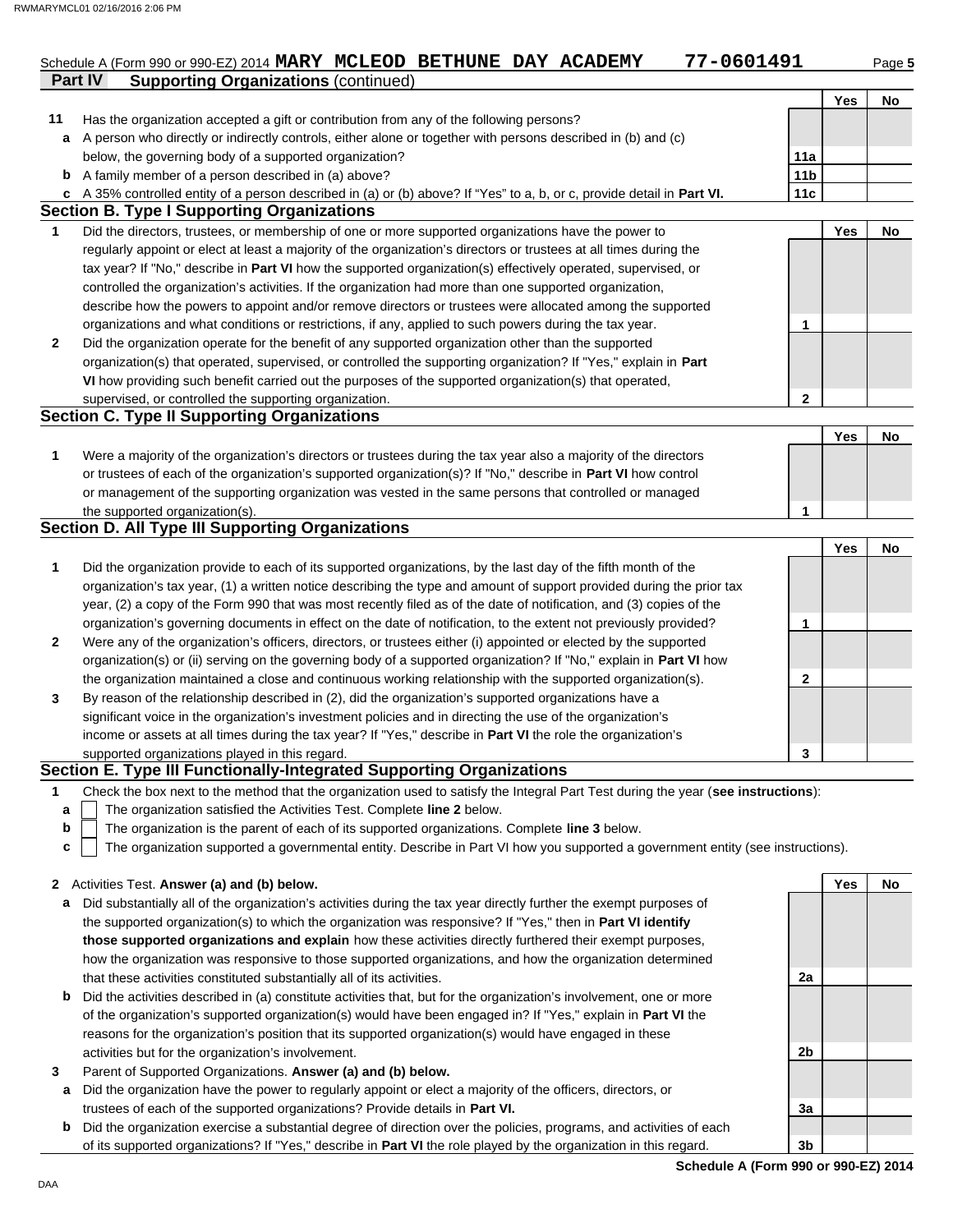Schedule A (Form 990 or 990-EZ) 2014 **MARY MCLEOD BETHUNE DAY ACADEMY 77-0601491** Page **5**

**Part IV Supporting Organizations** (continued)

| | | | Yes | No |
|---|---|---|---|---|
| **11** | Has the organization accepted a gift or contribution from any of the following persons? | | | |
| **a** | A person who directly or indirectly controls, either alone or together with persons described in (b) and (c) below, the governing body of a supported organization? | 11a | | |
| **b** | A family member of a person described in (a) above? | 11b | | |
| **c** | A 35% controlled entity of a person described in (a) or (b) above? If "Yes" to a, b, or c, provide detail in **Part VI.** | 11c | | |

## Section B. Type I Supporting Organizations

| | | | Yes | No |
|---|---|---|---|---|
| **1** | Did the directors, trustees, or membership of one or more supported organizations have the power to regularly appoint or elect at least a majority of the organization's directors or trustees at all times during the tax year? If "No," describe in **Part VI** how the supported organization(s) effectively operated, supervised, or controlled the organization's activities. If the organization had more than one supported organization, describe how the powers to appoint and/or remove directors or trustees were allocated among the supported organizations and what conditions or restrictions, if any, applied to such powers during the tax year. | 1 | | |
| **2** | Did the organization operate for the benefit of any supported organization other than the supported organization(s) that operated, supervised, or controlled the supporting organization? If "Yes," explain in **Part VI** how providing such benefit carried out the purposes of the supported organization(s) that operated, supervised, or controlled the supporting organization. | 2 | | |

## Section C. Type II Supporting Organizations

| | | | Yes | No |
|---|---|---|---|---|
| **1** | Were a majority of the organization's directors or trustees during the tax year also a majority of the directors or trustees of each of the organization's supported organization(s)? If "No," describe in **Part VI** how control or management of the supporting organization was vested in the same persons that controlled or managed the supported organization(s). | 1 | | |

## Section D. All Type III Supporting Organizations

| | | | Yes | No |
|---|---|---|---|---|
| **1** | Did the organization provide to each of its supported organizations, by the last day of the fifth month of the organization's tax year, (1) a written notice describing the type and amount of support provided during the prior tax year, (2) a copy of the Form 990 that was most recently filed as of the date of notification, and (3) copies of the organization's governing documents in effect on the date of notification, to the extent not previously provided? | 1 | | |
| **2** | Were any of the organization's officers, directors, or trustees either (i) appointed or elected by the supported organization(s) or (ii) serving on the governing body of a supported organization? If "No," explain in **Part VI** how the organization maintained a close and continuous working relationship with the supported organization(s). | 2 | | |
| **3** | By reason of the relationship described in (2), did the organization's supported organizations have a significant voice in the organization's investment policies and in directing the use of the organization's income or assets at all times during the tax year? If "Yes," describe in **Part VI** the role the organization's supported organizations played in this regard. | 3 | | |

## Section E. Type III Functionally-Integrated Supporting Organizations

**1** Check the box next to the method that the organization used to satisfy the Integral Part Test during the year (**see instructions**):

- **a** ☐ The organization satisfied the Activities Test. Complete **line 2** below.
- **b** ☐ The organization is the parent of each of its supported organizations. Complete **line 3** below.
- **c** ☐ The organization supported a governmental entity. Describe in Part VI how you supported a government entity (see instructions).

| | | | Yes | No |
|---|---|---|---|---|
| **2** | Activities Test. **Answer (a) and (b) below.** | | | |
| **a** | Did substantially all of the organization's activities during the tax year directly further the exempt purposes of the supported organization(s) to which the organization was responsive? If "Yes," then in **Part VI identify those supported organizations and explain** how these activities directly furthered their exempt purposes, how the organization was responsive to those supported organizations, and how the organization determined that these activities constituted substantially all of its activities. | 2a | | |
| **b** | Did the activities described in (a) constitute activities that, but for the organization's involvement, one or more of the organization's supported organization(s) would have been engaged in? If "Yes," explain in **Part VI** the reasons for the organization's position that its supported organization(s) would have engaged in these activities but for the organization's involvement. | 2b | | |
| **3** | Parent of Supported Organizations. **Answer (a) and (b) below.** | | | |
| **a** | Did the organization have the power to regularly appoint or elect a majority of the officers, directors, or trustees of each of the supported organizations? Provide details in **Part VI.** | 3a | | |
| **b** | Did the organization exercise a substantial degree of direction over the policies, programs, and activities of each of its supported organizations? If "Yes," describe in **Part VI** the role played by the organization in this regard. | 3b | | |

**Schedule A (Form 990 or 990-EZ) 2014**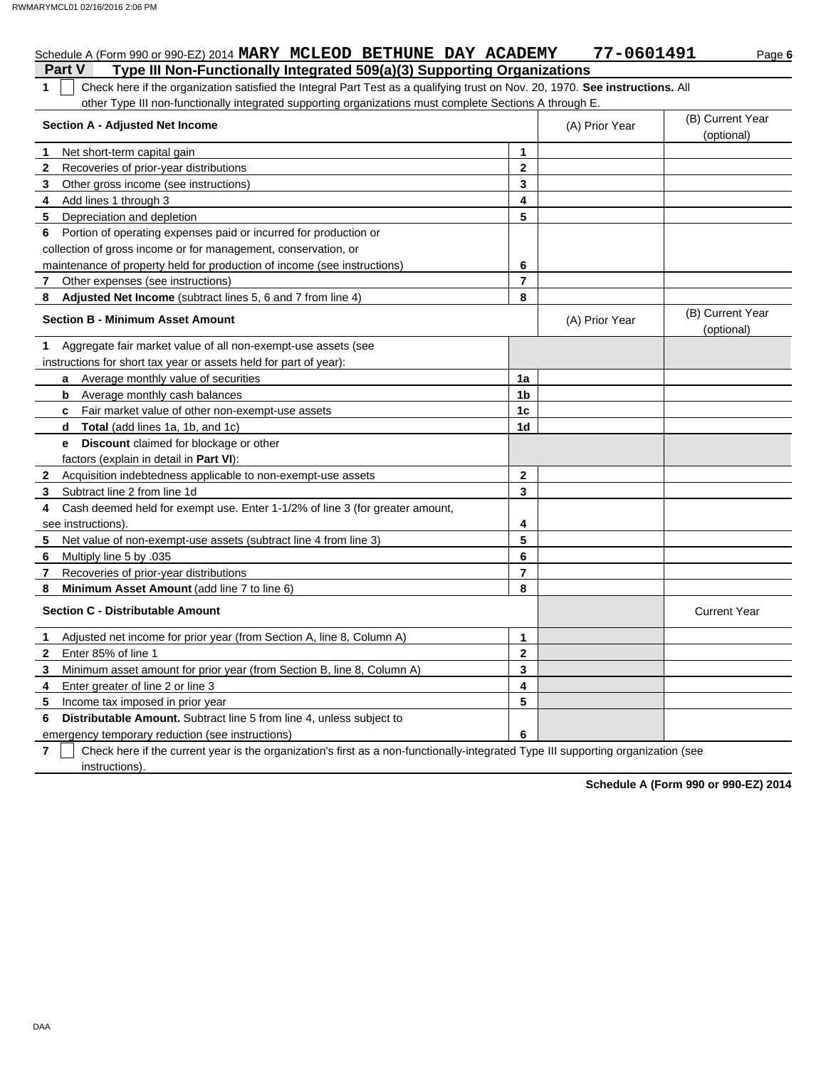Schedule A (Form 990 or 990-EZ) 2014 **MARY MCLEOD BETHUNE DAY ACADEMY 77-0601491** Page **6**

## Part V Type III Non-Functionally Integrated 509(a)(3) Supporting Organizations

**1** ☐ Check here if the organization satisfied the Integral Part Test as a qualifying trust on Nov. 20, 1970. **See instructions.** All other Type III non-functionally integrated supporting organizations must complete Sections A through E.

| **Section A - Adjusted Net Income** | | (A) Prior Year | (B) Current Year (optional) |
|---|---|---|---|
| **1** Net short-term capital gain | **1** | | |
| **2** Recoveries of prior-year distributions | **2** | | |
| **3** Other gross income (see instructions) | **3** | | |
| **4** Add lines 1 through 3 | **4** | | |
| **5** Depreciation and depletion | **5** | | |
| **6** Portion of operating expenses paid or incurred for production or collection of gross income or for management, conservation, or maintenance of property held for production of income (see instructions) | **6** | | |
| **7** Other expenses (see instructions) | **7** | | |
| **8** **Adjusted Net Income** (subtract lines 5, 6 and 7 from line 4) | **8** | | |

| **Section B - Minimum Asset Amount** | | (A) Prior Year | (B) Current Year (optional) |
|---|---|---|---|
| **1** Aggregate fair market value of all non-exempt-use assets (see instructions for short tax year or assets held for part of year): | | | |
| **a** Average monthly value of securities | **1a** | | |
| **b** Average monthly cash balances | **1b** | | |
| **c** Fair market value of other non-exempt-use assets | **1c** | | |
| **d** **Total** (add lines 1a, 1b, and 1c) | **1d** | | |
| **e** **Discount** claimed for blockage or other factors (explain in detail in **Part VI**): | | | |
| **2** Acquisition indebtedness applicable to non-exempt-use assets | **2** | | |
| **3** Subtract line 2 from line 1d | **3** | | |
| **4** Cash deemed held for exempt use. Enter 1-1/2% of line 3 (for greater amount, see instructions). | **4** | | |
| **5** Net value of non-exempt-use assets (subtract line 4 from line 3) | **5** | | |
| **6** Multiply line 5 by .035 | **6** | | |
| **7** Recoveries of prior-year distributions | **7** | | |
| **8** **Minimum Asset Amount** (add line 7 to line 6) | **8** | | |

| **Section C - Distributable Amount** | | | Current Year |
|---|---|---|---|
| **1** Adjusted net income for prior year (from Section A, line 8, Column A) | **1** | | |
| **2** Enter 85% of line 1 | **2** | | |
| **3** Minimum asset amount for prior year (from Section B, line 8, Column A) | **3** | | |
| **4** Enter greater of line 2 or line 3 | **4** | | |
| **5** Income tax imposed in prior year | **5** | | |
| **6** **Distributable Amount.** Subtract line 5 from line 4, unless subject to emergency temporary reduction (see instructions) | **6** | | |

**7** ☐ Check here if the current year is the organization's first as a non-functionally-integrated Type III supporting organization (see instructions).

**Schedule A (Form 990 or 990-EZ) 2014**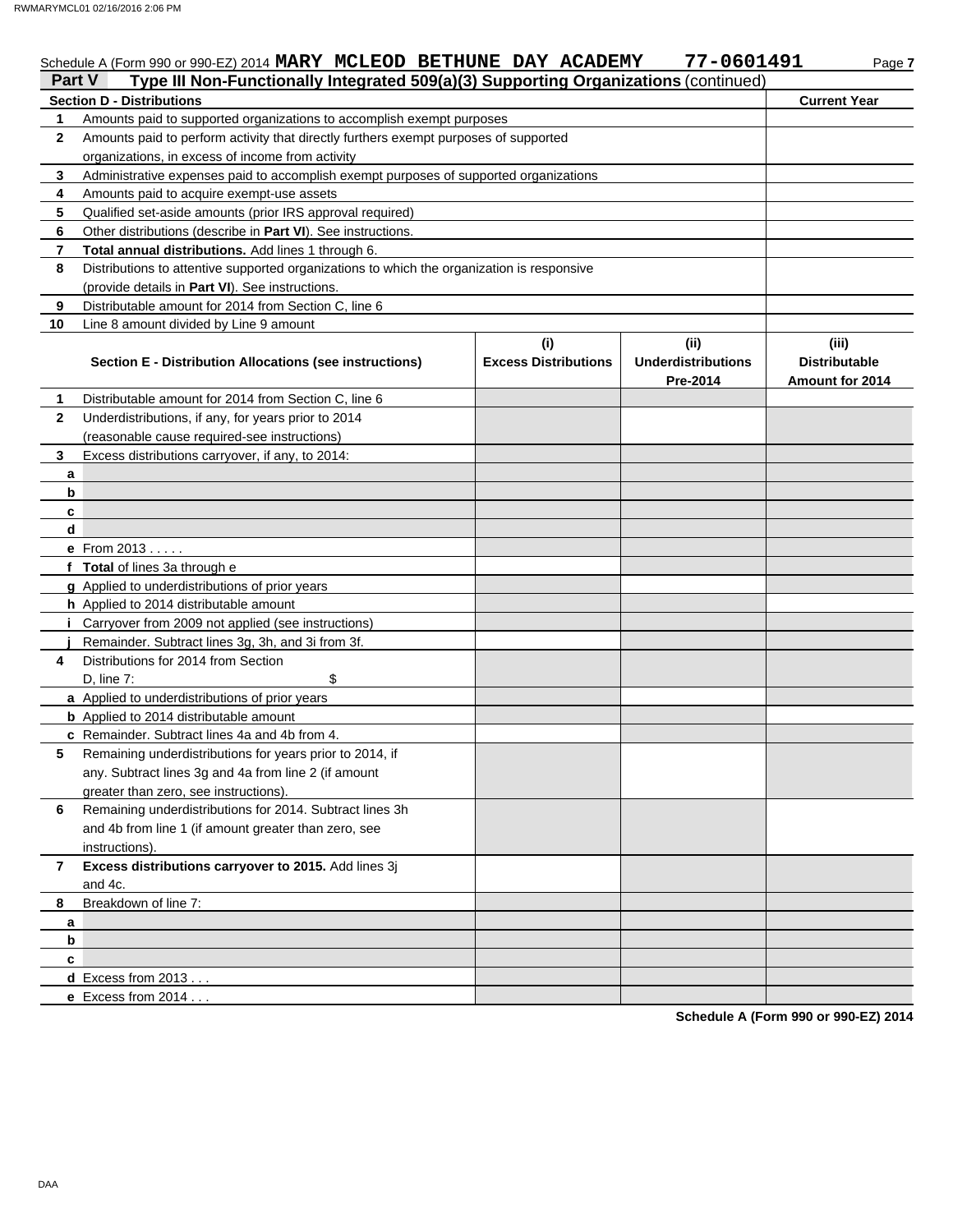Schedule A (Form 990 or 990-EZ) 2014 **MARY MCLEOD BETHUNE DAY ACADEMY 77-0601491** Page **7**

## Part V Type III Non-Functionally Integrated 509(a)(3) Supporting Organizations (continued)

| Section D - Distributions | | Current Year |
|---|---|---|
| **1** | Amounts paid to supported organizations to accomplish exempt purposes | |
| **2** | Amounts paid to perform activity that directly furthers exempt purposes of supported organizations, in excess of income from activity | |
| **3** | Administrative expenses paid to accomplish exempt purposes of supported organizations | |
| **4** | Amounts paid to acquire exempt-use assets | |
| **5** | Qualified set-aside amounts (prior IRS approval required) | |
| **6** | Other distributions (describe in **Part VI**). See instructions. | |
| **7** | **Total annual distributions.** Add lines 1 through 6. | |
| **8** | Distributions to attentive supported organizations to which the organization is responsive (provide details in **Part VI**). See instructions. | |
| **9** | Distributable amount for 2014 from Section C, line 6 | |
| **10** | Line 8 amount divided by Line 9 amount | |

| | Section E - Distribution Allocations (see instructions) | (i) Excess Distributions | (ii) Underdistributions Pre-2014 | (iii) Distributable Amount for 2014 |
|---|---|---|---|---|
| **1** | Distributable amount for 2014 from Section C, line 6 | | | |
| **2** | Underdistributions, if any, for years prior to 2014 (reasonable cause required-see instructions) | | | |
| **3** | Excess distributions carryover, if any, to 2014: | | | |
| **a** | | | | |
| **b** | | | | |
| **c** | | | | |
| **d** | | | | |
| **e** | From 2013 . . . . . | | | |
| **f** | **Total** of lines 3a through e | | | |
| **g** | Applied to underdistributions of prior years | | | |
| **h** | Applied to 2014 distributable amount | | | |
| **i** | Carryover from 2009 not applied (see instructions) | | | |
| **j** | Remainder. Subtract lines 3g, 3h, and 3i from 3f. | | | |
| **4** | Distributions for 2014 from Section D, line 7: $ | | | |
| **a** | Applied to underdistributions of prior years | | | |
| **b** | Applied to 2014 distributable amount | | | |
| **c** | Remainder. Subtract lines 4a and 4b from 4. | | | |
| **5** | Remaining underdistributions for years prior to 2014, if any. Subtract lines 3g and 4a from line 2 (if amount greater than zero, see instructions). | | | |
| **6** | Remaining underdistributions for 2014. Subtract lines 3h and 4b from line 1 (if amount greater than zero, see instructions). | | | |
| **7** | **Excess distributions carryover to 2015.** Add lines 3j and 4c. | | | |
| **8** | Breakdown of line 7: | | | |
| **a** | | | | |
| **b** | | | | |
| **c** | | | | |
| **d** | Excess from 2013 . . . | | | |
| **e** | Excess from 2014 . . . | | | |

**Schedule A (Form 990 or 990-EZ) 2014**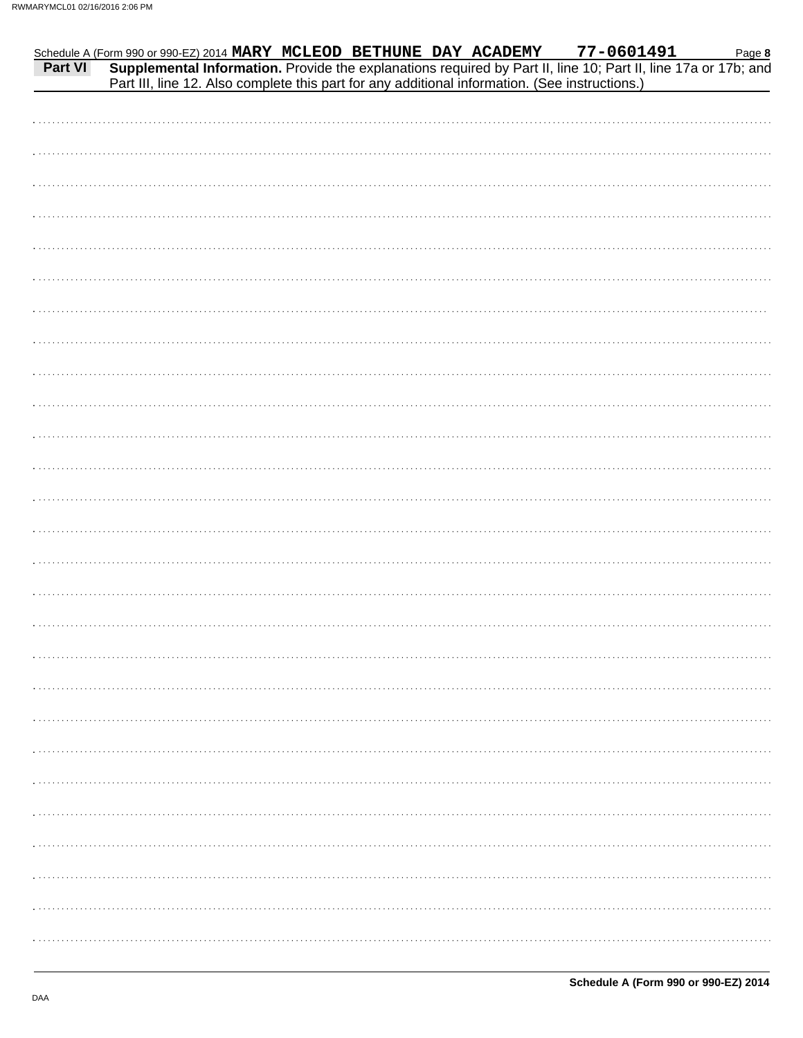Schedule A (Form 990 or 990-EZ) 2014 **MARY MCLEOD BETHUNE DAY ACADEMY** **77-0601491** Page **8**

**Part VI** **Supplemental Information.** Provide the explanations required by Part II, line 10; Part II, line 17a or 17b; and Part III, line 12. Also complete this part for any additional information. (See instructions.)

**Schedule A (Form 990 or 990-EZ) 2014**

DAA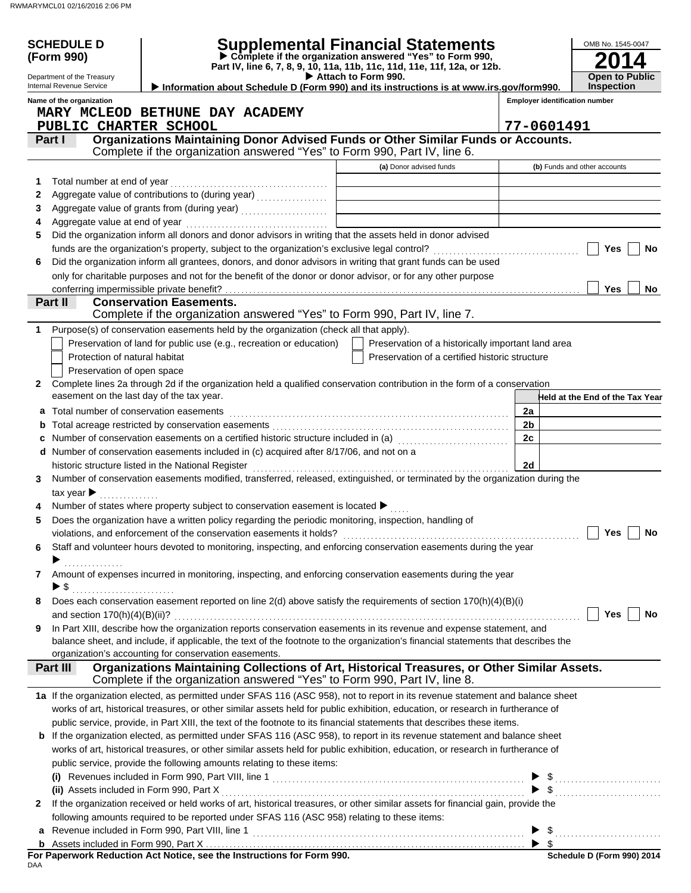**SCHEDULE D (Form 990)**

Department of the Treasury
Internal Revenue Service

# Supplemental Financial Statements

▶ Complete if the organization answered "Yes" to Form 990, Part IV, line 6, 7, 8, 9, 10, 11a, 11b, 11c, 11d, 11e, 11f, 12a, or 12b.

▶ Attach to Form 990.

▶ Information about Schedule D (Form 990) and its instructions is at www.irs.gov/form990.

OMB No. 1545-0047

**2014**

**Open to Public Inspection**

**Name of the organization:** MARY MCLEOD BETHUNE DAY ACADEMY PUBLIC CHARTER SCHOOL

**Employer identification number:** 77-0601491

## Part I — Organizations Maintaining Donor Advised Funds or Other Similar Funds or Accounts.
Complete if the organization answered "Yes" to Form 990, Part IV, line 6.

| | | (a) Donor advised funds | (b) Funds and other accounts |
|---|---|---|---|
| 1 | Total number at end of year | | |
| 2 | Aggregate value of contributions to (during year) | | |
| 3 | Aggregate value of grants from (during year) | | |
| 4 | Aggregate value at end of year | | |

5 Did the organization inform all donors and donor advisors in writing that the assets held in donor advised funds are the organization's property, subject to the organization's exclusive legal control? ☐ Yes ☐ No

6 Did the organization inform all grantees, donors, and donor advisors in writing that grant funds can be used only for charitable purposes and not for the benefit of the donor or donor advisor, or for any other purpose conferring impermissible private benefit? ☐ Yes ☐ No

## Part II — Conservation Easements.
Complete if the organization answered "Yes" to Form 990, Part IV, line 7.

1 Purpose(s) of conservation easements held by the organization (check all that apply).

- ☐ Preservation of land for public use (e.g., recreation or education)
- ☐ Protection of natural habitat
- ☐ Preservation of open space
- ☐ Preservation of a historically important land area
- ☐ Preservation of a certified historic structure

2 Complete lines 2a through 2d if the organization held a qualified conservation contribution in the form of a conservation easement on the last day of the tax year.

| | | | Held at the End of the Tax Year |
|---|---|---|---|
| a | Total number of conservation easements | 2a | |
| b | Total acreage restricted by conservation easements | 2b | |
| c | Number of conservation easements on a certified historic structure included in (a) | 2c | |
| d | Number of conservation easements included in (c) acquired after 8/17/06, and not on a historic structure listed in the National Register | 2d | |

3 Number of conservation easements modified, transferred, released, extinguished, or terminated by the organization during the tax year ▶

4 Number of states where property subject to conservation easement is located ▶

5 Does the organization have a written policy regarding the periodic monitoring, inspection, handling of violations, and enforcement of the conservation easements it holds? ☐ Yes ☐ No

6 Staff and volunteer hours devoted to monitoring, inspecting, and enforcing conservation easements during the year ▶

7 Amount of expenses incurred in monitoring, inspecting, and enforcing conservation easements during the year ▶ $

8 Does each conservation easement reported on line 2(d) above satisfy the requirements of section 170(h)(4)(B)(i) and section 170(h)(4)(B)(ii)? ☐ Yes ☐ No

9 In Part XIII, describe how the organization reports conservation easements in its revenue and expense statement, and balance sheet, and include, if applicable, the text of the footnote to the organization's financial statements that describes the organization's accounting for conservation easements.

## Part III — Organizations Maintaining Collections of Art, Historical Treasures, or Other Similar Assets.
Complete if the organization answered "Yes" to Form 990, Part IV, line 8.

1a If the organization elected, as permitted under SFAS 116 (ASC 958), not to report in its revenue statement and balance sheet works of art, historical treasures, or other similar assets held for public exhibition, education, or research in furtherance of public service, provide, in Part XIII, the text of the footnote to its financial statements that describes these items.

b If the organization elected, as permitted under SFAS 116 (ASC 958), to report in its revenue statement and balance sheet works of art, historical treasures, or other similar assets held for public exhibition, education, or research in furtherance of public service, provide the following amounts relating to these items:

(i) Revenues included in Form 990, Part VIII, line 1 ▶ $

(ii) Assets included in Form 990, Part X ▶ $

2 If the organization received or held works of art, historical treasures, or other similar assets for financial gain, provide the following amounts required to be reported under SFAS 116 (ASC 958) relating to these items:

a Revenue included in Form 990, Part VIII, line 1 ▶ $

b Assets included in Form 990, Part X ▶ $

**For Paperwork Reduction Act Notice, see the Instructions for Form 990.**

DAA

**Schedule D (Form 990) 2014**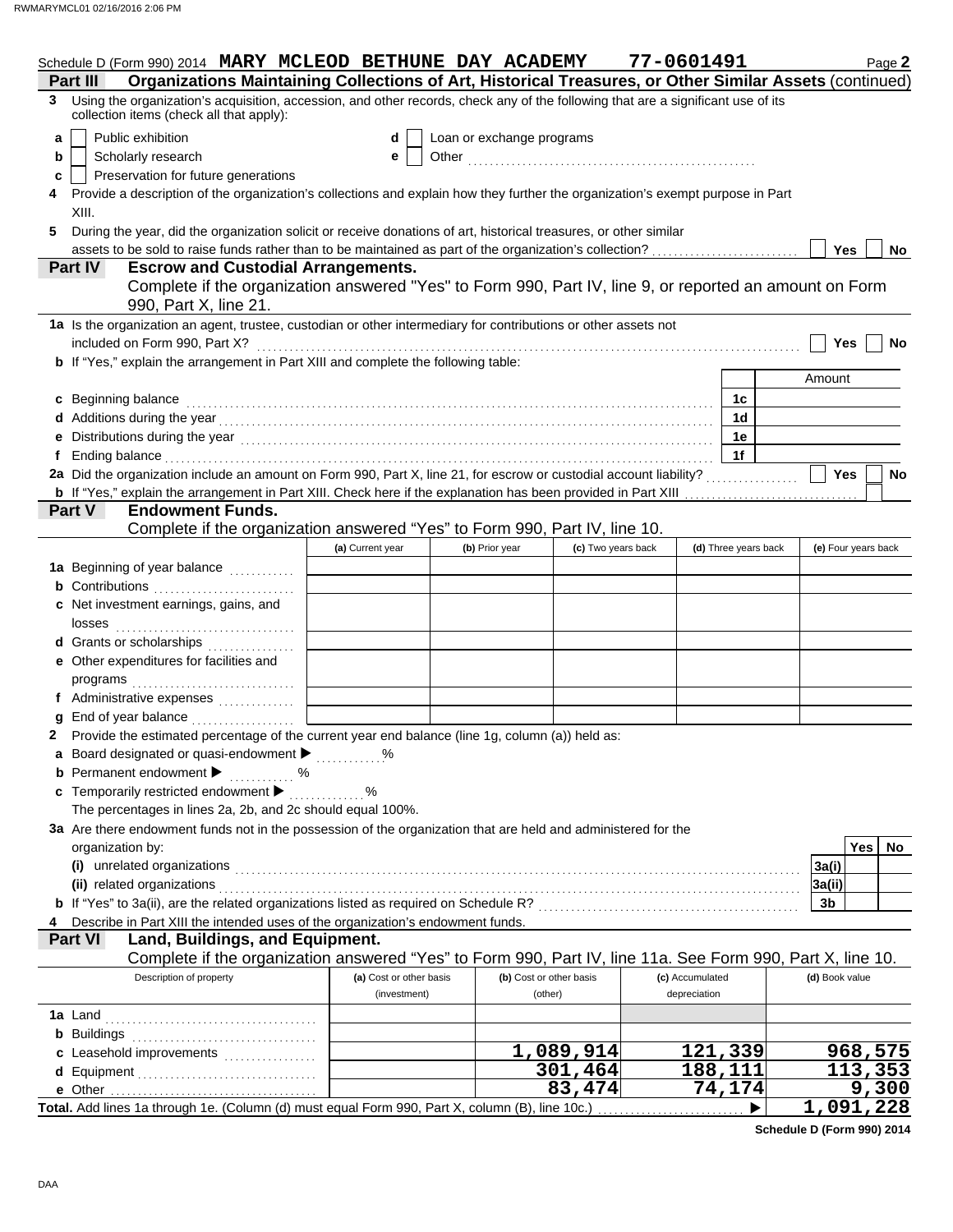Schedule D (Form 990) 2014 **MARY MCLEOD BETHUNE DAY ACADEMY** **77-0601491** Page **2**

## Part III Organizations Maintaining Collections of Art, Historical Treasures, or Other Similar Assets (continued)

**3** Using the organization's acquisition, accession, and other records, check any of the following that are a significant use of its collection items (check all that apply):

- **a** ☐ Public exhibition
- **b** ☐ Scholarly research
- **c** ☐ Preservation for future generations
- **d** ☐ Loan or exchange programs
- **e** ☐ Other ..........

**4** Provide a description of the organization's collections and explain how they further the organization's exempt purpose in Part XIII.

**5** During the year, did the organization solicit or receive donations of art, historical treasures, or other similar assets to be sold to raise funds rather than to be maintained as part of the organization's collection? ☐ Yes ☐ No

## Part IV Escrow and Custodial Arrangements.

Complete if the organization answered "Yes" to Form 990, Part IV, line 9, or reported an amount on Form 990, Part X, line 21.

**1a** Is the organization an agent, trustee, custodian or other intermediary for contributions or other assets not included on Form 990, Part X? ☐ Yes ☐ No

**b** If "Yes," explain the arrangement in Part XIII and complete the following table:

| | | Amount |
|---|---|---|
| **c** Beginning balance | 1c | |
| **d** Additions during the year | 1d | |
| **e** Distributions during the year | 1e | |
| **f** Ending balance | 1f | |

**2a** Did the organization include an amount on Form 990, Part X, line 21, for escrow or custodial account liability? ☐ Yes ☐ No

**b** If "Yes," explain the arrangement in Part XIII. Check here if the explanation has been provided in Part XIII ☐

## Part V Endowment Funds.

Complete if the organization answered "Yes" to Form 990, Part IV, line 10.

| | (a) Current year | (b) Prior year | (c) Two years back | (d) Three years back | (e) Four years back |
|---|---|---|---|---|---|
| **1a** Beginning of year balance | | | | | |
| **b** Contributions | | | | | |
| **c** Net investment earnings, gains, and losses | | | | | |
| **d** Grants or scholarships | | | | | |
| **e** Other expenditures for facilities and programs | | | | | |
| **f** Administrative expenses | | | | | |
| **g** End of year balance | | | | | |

**2** Provide the estimated percentage of the current year end balance (line 1g, column (a)) held as:

- **a** Board designated or quasi-endowment ▶ ..........%
- **b** Permanent endowment ▶ ..........%
- **c** Temporarily restricted endowment ▶ ..........%

The percentages in lines 2a, 2b, and 2c should equal 100%.

**3a** Are there endowment funds not in the possession of the organization that are held and administered for the organization by:

| | | Yes | No |
|---|---|---|---|
| **(i)** unrelated organizations | 3a(i) | | |
| **(ii)** related organizations | 3a(ii) | | |
| **b** If "Yes" to 3a(ii), are the related organizations listed as required on Schedule R? | 3b | | |

**4** Describe in Part XIII the intended uses of the organization's endowment funds.

## Part VI Land, Buildings, and Equipment.

Complete if the organization answered "Yes" to Form 990, Part IV, line 11a. See Form 990, Part X, line 10.

| Description of property | (a) Cost or other basis (investment) | (b) Cost or other basis (other) | (c) Accumulated depreciation | (d) Book value |
|---|---|---|---|---|
| **1a** Land | | | | |
| **b** Buildings | | | | |
| **c** Leasehold improvements | | 1,089,914 | 121,339 | 968,575 |
| **d** Equipment | | 301,464 | 188,111 | 113,353 |
| **e** Other | | 83,474 | 74,174 | 9,300 |
| **Total.** Add lines 1a through 1e. (Column (d) must equal Form 990, Part X, column (B), line 10c.) ▶ | | | | 1,091,228 |

**Schedule D (Form 990) 2014**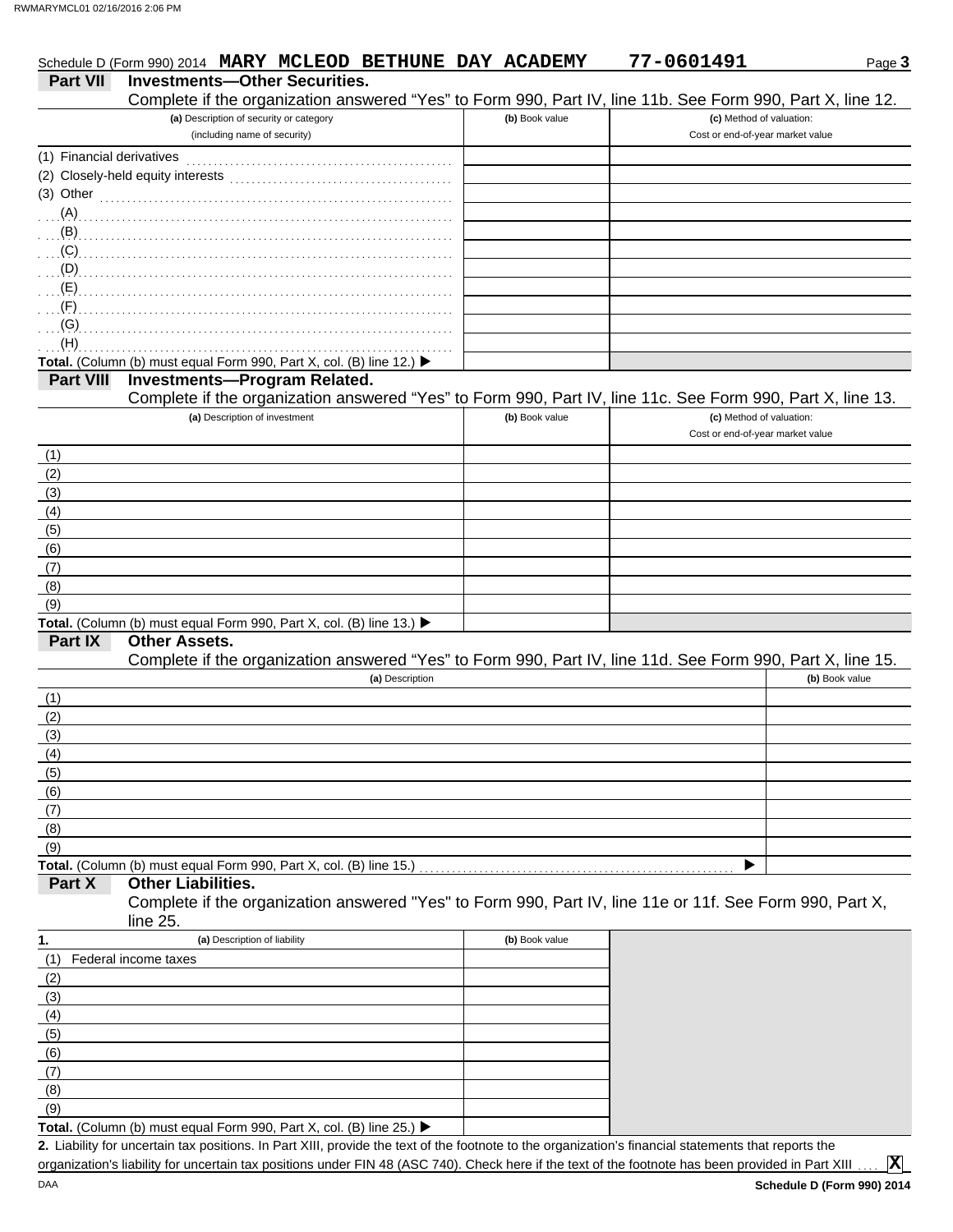Schedule D (Form 990) 2014 **MARY MCLEOD BETHUNE DAY ACADEMY** **77-0601491** Page **3**

## Part VII Investments—Other Securities.

Complete if the organization answered "Yes" to Form 990, Part IV, line 11b. See Form 990, Part X, line 12.

| (a) Description of security or category (including name of security) | (b) Book value | (c) Method of valuation: Cost or end-of-year market value |
|---|---|---|
| (1) Financial derivatives | | |
| (2) Closely-held equity interests | | |
| (3) Other | | |
| (A) | | |
| (B) | | |
| (C) | | |
| (D) | | |
| (E) | | |
| (F) | | |
| (G) | | |
| (H) | | |
| **Total.** (Column (b) must equal Form 990, Part X, col. (B) line 12.) ▶ | | |

## Part VIII Investments—Program Related.

Complete if the organization answered "Yes" to Form 990, Part IV, line 11c. See Form 990, Part X, line 13.

| (a) Description of investment | (b) Book value | (c) Method of valuation: Cost or end-of-year market value |
|---|---|---|
| (1) | | |
| (2) | | |
| (3) | | |
| (4) | | |
| (5) | | |
| (6) | | |
| (7) | | |
| (8) | | |
| (9) | | |
| **Total.** (Column (b) must equal Form 990, Part X, col. (B) line 13.) ▶ | | |

## Part IX Other Assets.

Complete if the organization answered "Yes" to Form 990, Part IV, line 11d. See Form 990, Part X, line 15.

| (a) Description | (b) Book value |
|---|---|
| (1) | |
| (2) | |
| (3) | |
| (4) | |
| (5) | |
| (6) | |
| (7) | |
| (8) | |
| (9) | |
| **Total.** (Column (b) must equal Form 990, Part X, col. (B) line 15.) ▶ | |

## Part X Other Liabilities.

Complete if the organization answered "Yes" to Form 990, Part IV, line 11e or 11f. See Form 990, Part X, line 25.

| 1. (a) Description of liability | (b) Book value |
|---|---|
| (1) Federal income taxes | |
| (2) | |
| (3) | |
| (4) | |
| (5) | |
| (6) | |
| (7) | |
| (8) | |
| (9) | |
| **Total.** (Column (b) must equal Form 990, Part X, col. (B) line 25.) ▶ | |

**2.** Liability for uncertain tax positions. In Part XIII, provide the text of the footnote to the organization's financial statements that reports the organization's liability for uncertain tax positions under FIN 48 (ASC 740). Check here if the text of the footnote has been provided in Part XIII .... **X**

**Schedule D (Form 990) 2014**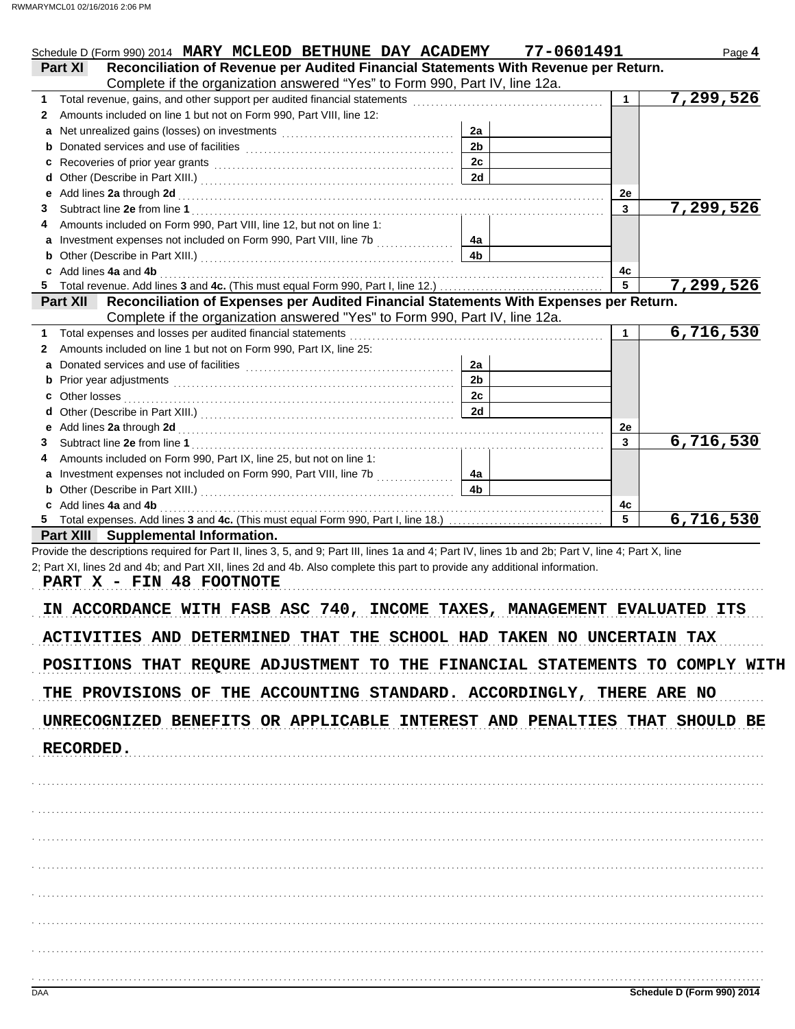Schedule D (Form 990) 2014 **MARY MCLEOD BETHUNE DAY ACADEMY** **77-0601491** Page **4**

## Part XI Reconciliation of Revenue per Audited Financial Statements With Revenue per Return.

Complete if the organization answered "Yes" to Form 990, Part IV, line 12a.

| | | | | | |
|---|---|---|---|---|---|
| **1** | Total revenue, gains, and other support per audited financial statements | | | 1 | 7,299,526 |
| **2** | Amounts included on line 1 but not on Form 990, Part VIII, line 12: | | | | |
| **a** | Net unrealized gains (losses) on investments | 2a | | | |
| **b** | Donated services and use of facilities | 2b | | | |
| **c** | Recoveries of prior year grants | 2c | | | |
| **d** | Other (Describe in Part XIII.) | 2d | | | |
| **e** | Add lines **2a** through **2d** | | | 2e | |
| **3** | Subtract line **2e** from line **1** | | | 3 | 7,299,526 |
| **4** | Amounts included on Form 990, Part VIII, line 12, but not on line 1: | | | | |
| **a** | Investment expenses not included on Form 990, Part VIII, line 7b | 4a | | | |
| **b** | Other (Describe in Part XIII.) | 4b | | | |
| **c** | Add lines **4a** and **4b** | | | 4c | |
| **5** | Total revenue. Add lines **3** and **4c.** (This must equal Form 990, Part I, line 12.) | | | 5 | 7,299,526 |

## Part XII Reconciliation of Expenses per Audited Financial Statements With Expenses per Return.

Complete if the organization answered "Yes" to Form 990, Part IV, line 12a.

| | | | | | |
|---|---|---|---|---|---|
| **1** | Total expenses and losses per audited financial statements | | | 1 | 6,716,530 |
| **2** | Amounts included on line 1 but not on Form 990, Part IX, line 25: | | | | |
| **a** | Donated services and use of facilities | 2a | | | |
| **b** | Prior year adjustments | 2b | | | |
| **c** | Other losses | 2c | | | |
| **d** | Other (Describe in Part XIII.) | 2d | | | |
| **e** | Add lines **2a** through **2d** | | | 2e | |
| **3** | Subtract line **2e** from line **1** | | | 3 | 6,716,530 |
| **4** | Amounts included on Form 990, Part IX, line 25, but not on line 1: | | | | |
| **a** | Investment expenses not included on Form 990, Part VIII, line 7b | 4a | | | |
| **b** | Other (Describe in Part XIII.) | 4b | | | |
| **c** | Add lines **4a** and **4b** | | | 4c | |
| **5** | Total expenses. Add lines **3** and **4c.** (This must equal Form 990, Part I, line 18.) | | | 5 | 6,716,530 |

## Part XIII Supplemental Information.

Provide the descriptions required for Part II, lines 3, 5, and 9; Part III, lines 1a and 4; Part IV, lines 1b and 2b; Part V, line 4; Part X, line 2; Part XI, lines 2d and 4b; and Part XII, lines 2d and 4b. Also complete this part to provide any additional information.

PART X - FIN 48 FOOTNOTE

IN ACCORDANCE WITH FASB ASC 740, INCOME TAXES, MANAGEMENT EVALUATED ITS ACTIVITIES AND DETERMINED THAT THE SCHOOL HAD TAKEN NO UNCERTAIN TAX POSITIONS THAT REQURE ADJUSTMENT TO THE FINANCIAL STATEMENTS TO COMPLY WITH THE PROVISIONS OF THE ACCOUNTING STANDARD. ACCORDINGLY, THERE ARE NO UNRECOGNIZED BENEFITS OR APPLICABLE INTEREST AND PENALTIES THAT SHOULD BE RECORDED.

Schedule D (Form 990) 2014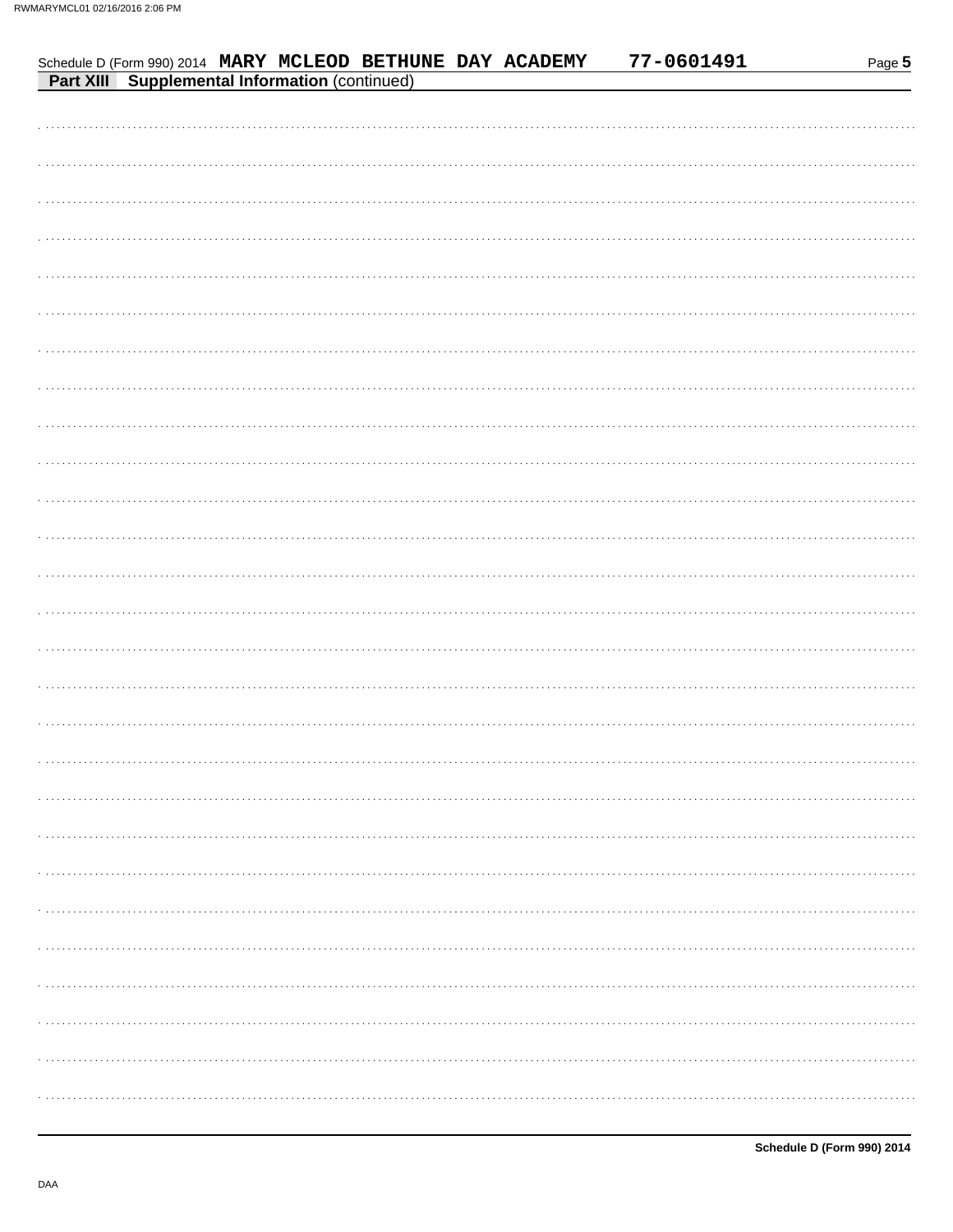Schedule D (Form 990) 2014 **MARY MCLEOD BETHUNE DAY ACADEMY** **77-0601491**

**Part XIII Supplemental Information** (continued)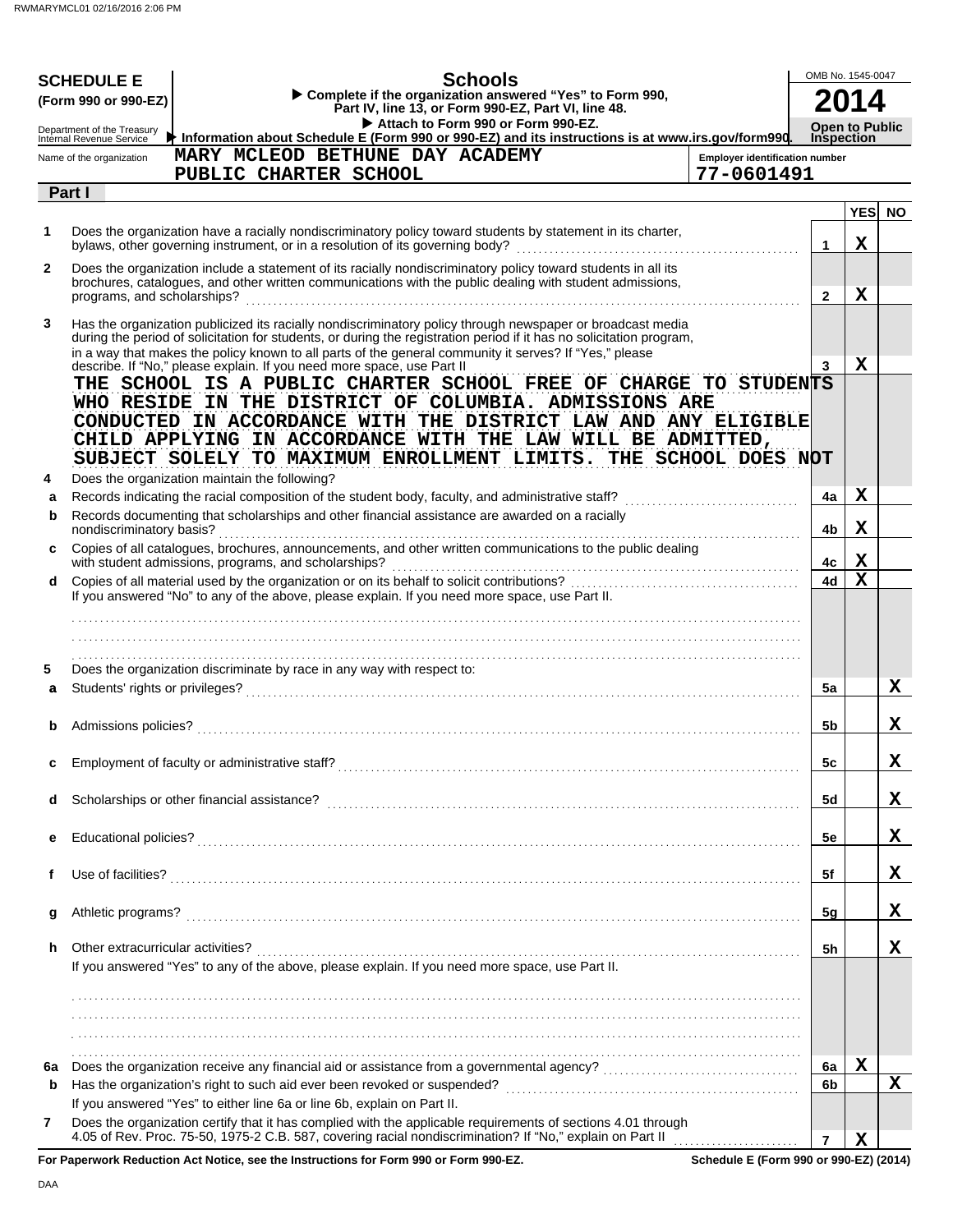**SCHEDULE E** (Form 990 or 990-EZ)

Department of the Treasury
Internal Revenue Service

# Schools

▶ Complete if the organization answered "Yes" to Form 990, Part IV, line 13, or Form 990-EZ, Part VI, line 48.
▶ Attach to Form 990 or Form 990-EZ.
▶ Information about Schedule E (Form 990 or 990-EZ) and its instructions is at www.irs.gov/form990.

OMB No. 1545-0047
**2014**
**Open to Public Inspection**

Name of the organization: MARY MCLEOD BETHUNE DAY ACADEMY PUBLIC CHARTER SCHOOL

Employer identification number: 77-0601491

## Part I

| | | | | YES | NO |
|---|---|---|---|---|---|
| 1 | | Does the organization have a racially nondiscriminatory policy toward students by statement in its charter, bylaws, other governing instrument, or in a resolution of its governing body? | 1 | X | |
| 2 | | Does the organization include a statement of its racially nondiscriminatory policy toward students in all its brochures, catalogues, and other written communications with the public dealing with student admissions, programs, and scholarships? | 2 | X | |
| 3 | | Has the organization publicized its racially nondiscriminatory policy through newspaper or broadcast media during the period of solicitation for students, or during the registration period if it has no solicitation program, in a way that makes the policy known to all parts of the general community it serves? If "Yes," please describe. If "No," please explain. If you need more space, use Part II | 3 | X | |
| | | THE SCHOOL IS A PUBLIC CHARTER SCHOOL FREE OF CHARGE TO STUDENTS WHO RESIDE IN THE DISTRICT OF COLUMBIA. ADMISSIONS ARE CONDUCTED IN ACCORDANCE WITH THE DISTRICT LAW AND ANY ELIGIBLE CHILD APPLYING IN ACCORDANCE WITH THE LAW WILL BE ADMITTED, SUBJECT SOLELY TO MAXIMUM ENROLLMENT LIMITS. THE SCHOOL DOES NOT | | | |
| 4 | | Does the organization maintain the following? | | | |
| | a | Records indicating the racial composition of the student body, faculty, and administrative staff? | 4a | X | |
| | b | Records documenting that scholarships and other financial assistance are awarded on a racially nondiscriminatory basis? | 4b | X | |
| | c | Copies of all catalogues, brochures, announcements, and other written communications to the public dealing with student admissions, programs, and scholarships? | 4c | X | |
| | d | Copies of all material used by the organization or on its behalf to solicit contributions? | 4d | X | |
| | | If you answered "No" to any of the above, please explain. If you need more space, use Part II. | | | |
| 5 | | Does the organization discriminate by race in any way with respect to: | | | |
| | a | Students' rights or privileges? | 5a | | X |
| | b | Admissions policies? | 5b | | X |
| | c | Employment of faculty or administrative staff? | 5c | | X |
| | d | Scholarships or other financial assistance? | 5d | | X |
| | e | Educational policies? | 5e | | X |
| | f | Use of facilities? | 5f | | X |
| | g | Athletic programs? | 5g | | X |
| | h | Other extracurricular activities? | 5h | | X |
| | | If you answered "Yes" to any of the above, please explain. If you need more space, use Part II. | | | |
| 6a | | Does the organization receive any financial aid or assistance from a governmental agency? | 6a | X | |
| | b | Has the organization's right to such aid ever been revoked or suspended? | 6b | | X |
| | | If you answered "Yes" to either line 6a or line 6b, explain on Part II. | | | |
| 7 | | Does the organization certify that it has complied with the applicable requirements of sections 4.01 through 4.05 of Rev. Proc. 75-50, 1975-2 C.B. 587, covering racial nondiscrimination? If "No," explain on Part II | 7 | X | |

For Paperwork Reduction Act Notice, see the Instructions for Form 990 or Form 990-EZ.

Schedule E (Form 990 or 990-EZ) (2014)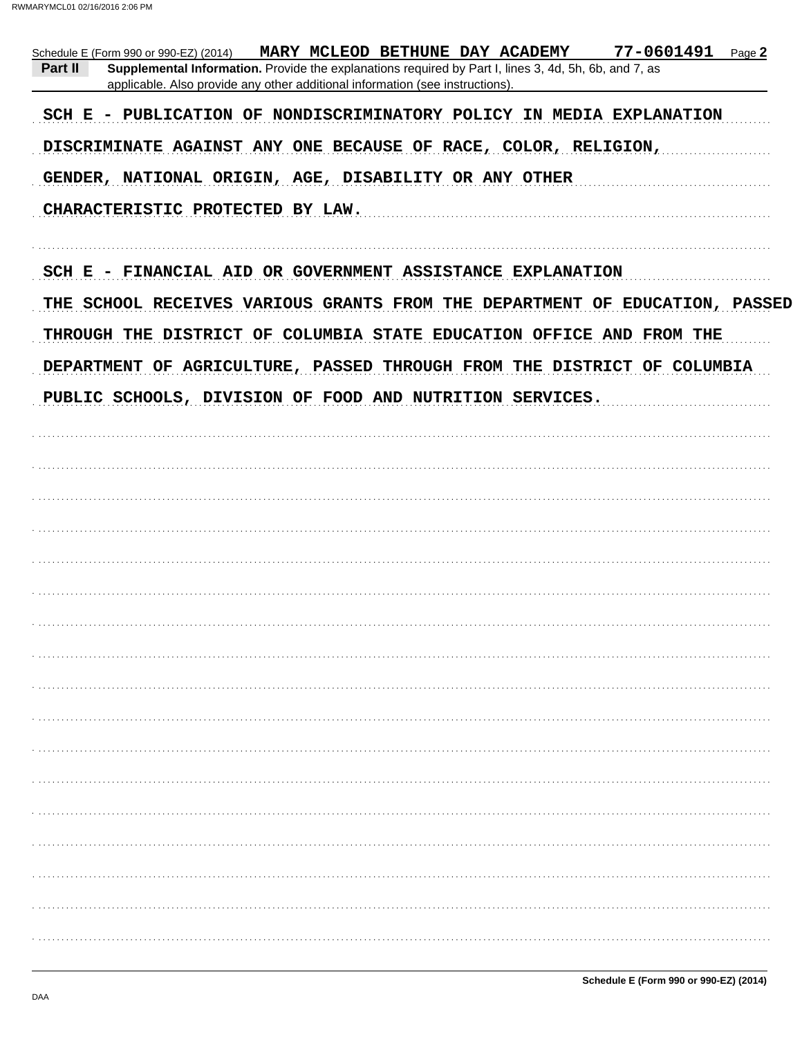Schedule E (Form 990 or 990-EZ) (2014) MARY MCLEOD BETHUNE DAY ACADEMY 77-0601491

**Part II** **Supplemental Information.** Provide the explanations required by Part I, lines 3, 4d, 5h, 6b, and 7, as applicable. Also provide any other additional information (see instructions).

SCH E - PUBLICATION OF NONDISCRIMINATORY POLICY IN MEDIA EXPLANATION

DISCRIMINATE AGAINST ANY ONE BECAUSE OF RACE, COLOR, RELIGION, GENDER, NATIONAL ORIGIN, AGE, DISABILITY OR ANY OTHER CHARACTERISTIC PROTECTED BY LAW.

SCH E - FINANCIAL AID OR GOVERNMENT ASSISTANCE EXPLANATION

THE SCHOOL RECEIVES VARIOUS GRANTS FROM THE DEPARTMENT OF EDUCATION, PASSED THROUGH THE DISTRICT OF COLUMBIA STATE EDUCATION OFFICE AND FROM THE DEPARTMENT OF AGRICULTURE, PASSED THROUGH FROM THE DISTRICT OF COLUMBIA PUBLIC SCHOOLS, DIVISION OF FOOD AND NUTRITION SERVICES.

**Schedule E (Form 990 or 990-EZ) (2014)**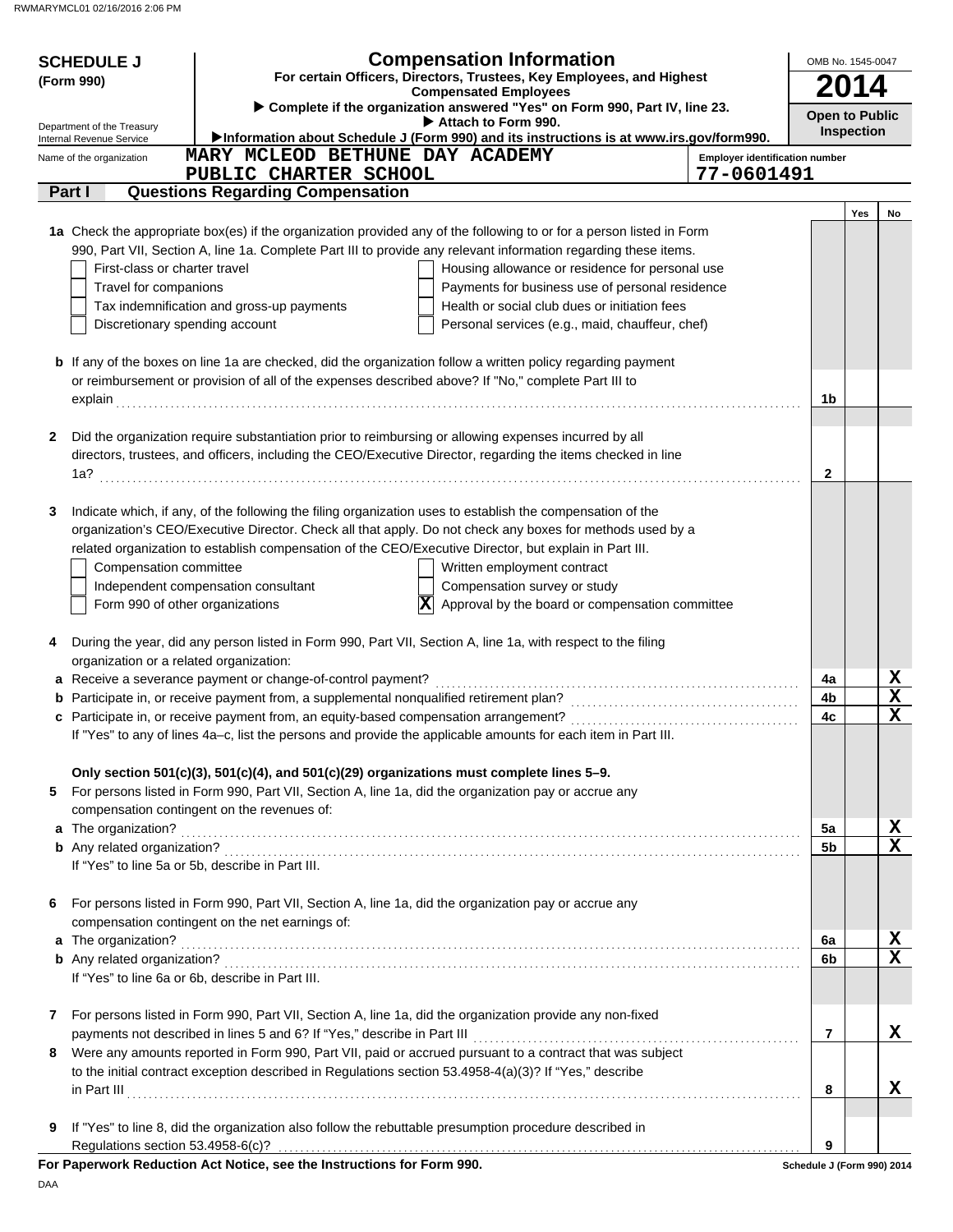**SCHEDULE J (Form 990)**

Department of the Treasury
Internal Revenue Service

# Compensation Information

**For certain Officers, Directors, Trustees, Key Employees, and Highest Compensated Employees**

▶ **Complete if the organization answered "Yes" on Form 990, Part IV, line 23.**
▶ **Attach to Form 990.**
▶**Information about Schedule J (Form 990) and its instructions is at www.irs.gov/form990.**

OMB No. 1545-0047

**2014**

**Open to Public Inspection**

Name of the organization: MARY MCLEOD BETHUNE DAY ACADEMY PUBLIC CHARTER SCHOOL

Employer identification number: 77-0601491

## Part I — Questions Regarding Compensation

| | | | Yes | No |
|---|---|---|---|---|
| **1a** | Check the appropriate box(es) if the organization provided any of the following to or for a person listed in Form 990, Part VII, Section A, line 1a. Complete Part III to provide any relevant information regarding these items.<br>☐ First-class or charter travel ☐ Housing allowance or residence for personal use<br>☐ Travel for companions ☐ Payments for business use of personal residence<br>☐ Tax indemnification and gross-up payments ☐ Health or social club dues or initiation fees<br>☐ Discretionary spending account ☐ Personal services (e.g., maid, chauffeur, chef) | | | |
| **b** | If any of the boxes on line 1a are checked, did the organization follow a written policy regarding payment or reimbursement or provision of all of the expenses described above? If "No," complete Part III to explain | 1b | | |
| **2** | Did the organization require substantiation prior to reimbursing or allowing expenses incurred by all directors, trustees, and officers, including the CEO/Executive Director, regarding the items checked in line 1a? | 2 | | |
| **3** | Indicate which, if any, of the following the filing organization uses to establish the compensation of the organization's CEO/Executive Director. Check all that apply. Do not check any boxes for methods used by a related organization to establish compensation of the CEO/Executive Director, but explain in Part III.<br>☐ Compensation committee ☐ Written employment contract<br>☐ Independent compensation consultant ☐ Compensation survey or study<br>☐ Form 990 of other organizations ☒ Approval by the board or compensation committee | | | |
| **4** | During the year, did any person listed in Form 990, Part VII, Section A, line 1a, with respect to the filing organization or a related organization: | | | |
| **a** | Receive a severance payment or change-of-control payment? | 4a | | X |
| **b** | Participate in, or receive payment from, a supplemental nonqualified retirement plan? | 4b | | X |
| **c** | Participate in, or receive payment from, an equity-based compensation arrangement? | 4c | | X |
| | If "Yes" to any of lines 4a–c, list the persons and provide the applicable amounts for each item in Part III. | | | |
| | **Only section 501(c)(3), 501(c)(4), and 501(c)(29) organizations must complete lines 5–9.** | | | |
| **5** | For persons listed in Form 990, Part VII, Section A, line 1a, did the organization pay or accrue any compensation contingent on the revenues of: | | | |
| **a** | The organization? | 5a | | X |
| **b** | Any related organization? | 5b | | X |
| | If "Yes" to line 5a or 5b, describe in Part III. | | | |
| **6** | For persons listed in Form 990, Part VII, Section A, line 1a, did the organization pay or accrue any compensation contingent on the net earnings of: | | | |
| **a** | The organization? | 6a | | X |
| **b** | Any related organization? | 6b | | X |
| | If "Yes" to line 6a or 6b, describe in Part III. | | | |
| **7** | For persons listed in Form 990, Part VII, Section A, line 1a, did the organization provide any non-fixed payments not described in lines 5 and 6? If "Yes," describe in Part III | 7 | | X |
| **8** | Were any amounts reported in Form 990, Part VII, paid or accrued pursuant to a contract that was subject to the initial contract exception described in Regulations section 53.4958-4(a)(3)? If "Yes," describe in Part III | 8 | | X |
| **9** | If "Yes" to line 8, did the organization also follow the rebuttable presumption procedure described in Regulations section 53.4958-6(c)? | 9 | | |

**For Paperwork Reduction Act Notice, see the Instructions for Form 990.**

Schedule J (Form 990) 2014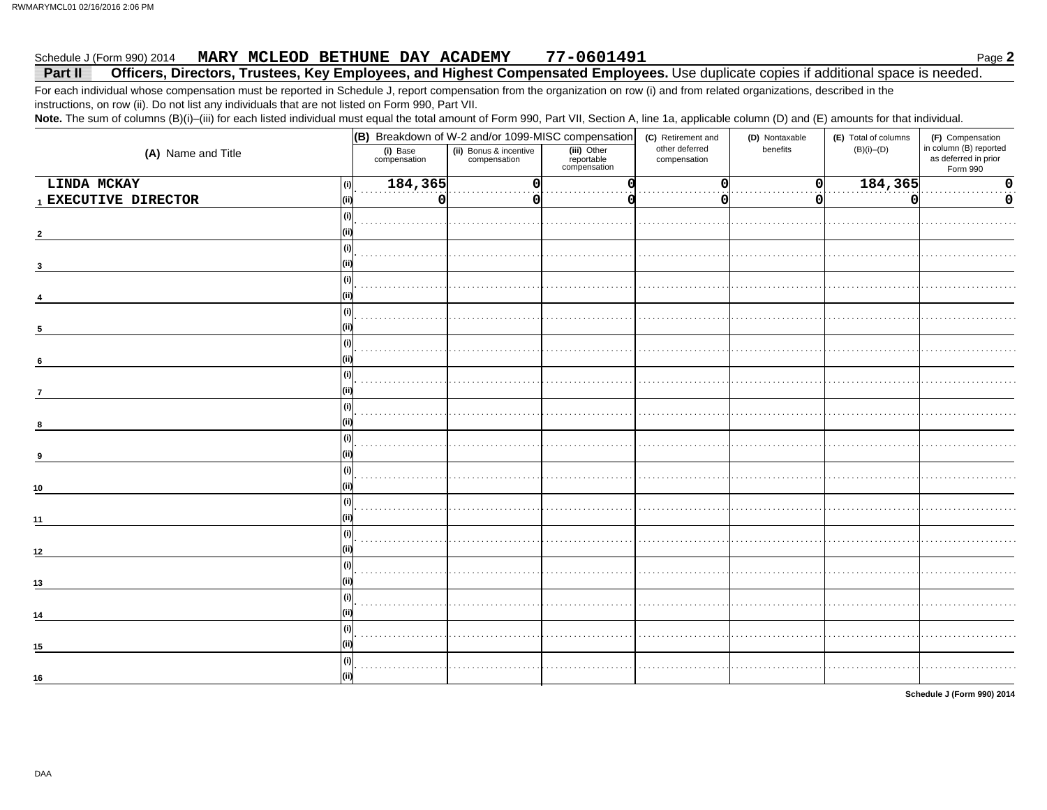Schedule J (Form 990) 2014 **MARY MCLEOD BETHUNE DAY ACADEMY 77-0601491** Page **2**

**Part II Officers, Directors, Trustees, Key Employees, and Highest Compensated Employees.** Use duplicate copies if additional space is needed.

For each individual whose compensation must be reported in Schedule J, report compensation from the organization on row (i) and from related organizations, described in the instructions, on row (ii). Do not list any individuals that are not listed on Form 990, Part VII.

**Note.** The sum of columns (B)(i)–(iii) for each listed individual must equal the total amount of Form 990, Part VII, Section A, line 1a, applicable column (D) and (E) amounts for that individual.

| (A) Name and Title | | (B) Breakdown of W-2 and/or 1099-MISC compensation | | | (C) Retirement and other deferred compensation | (D) Nontaxable benefits | (E) Total of columns (B)(i)–(D) | (F) Compensation in column (B) reported as deferred in prior Form 990 |
|---|---|---|---|---|---|---|---|---|
| | | (i) Base compensation | (ii) Bonus & incentive compensation | (iii) Other reportable compensation | | | | |
| 1 LINDA MCKAY | (i) | 184,365 | 0 | 0 | 0 | 0 | 184,365 | 0 |
| EXECUTIVE DIRECTOR | (ii) | 0 | 0 | 0 | 0 | 0 | 0 | 0 |
| 2 | (i) | | | | | | | |
| | (ii) | | | | | | | |
| 3 | (i) | | | | | | | |
| | (ii) | | | | | | | |
| 4 | (i) | | | | | | | |
| | (ii) | | | | | | | |
| 5 | (i) | | | | | | | |
| | (ii) | | | | | | | |
| 6 | (i) | | | | | | | |
| | (ii) | | | | | | | |
| 7 | (i) | | | | | | | |
| | (ii) | | | | | | | |
| 8 | (i) | | | | | | | |
| | (ii) | | | | | | | |
| 9 | (i) | | | | | | | |
| | (ii) | | | | | | | |
| 10 | (i) | | | | | | | |
| | (ii) | | | | | | | |
| 11 | (i) | | | | | | | |
| | (ii) | | | | | | | |
| 12 | (i) | | | | | | | |
| | (ii) | | | | | | | |
| 13 | (i) | | | | | | | |
| | (ii) | | | | | | | |
| 14 | (i) | | | | | | | |
| | (ii) | | | | | | | |
| 15 | (i) | | | | | | | |
| | (ii) | | | | | | | |
| 16 | (i) | | | | | | | |
| | (ii) | | | | | | | |

**Schedule J (Form 990) 2014**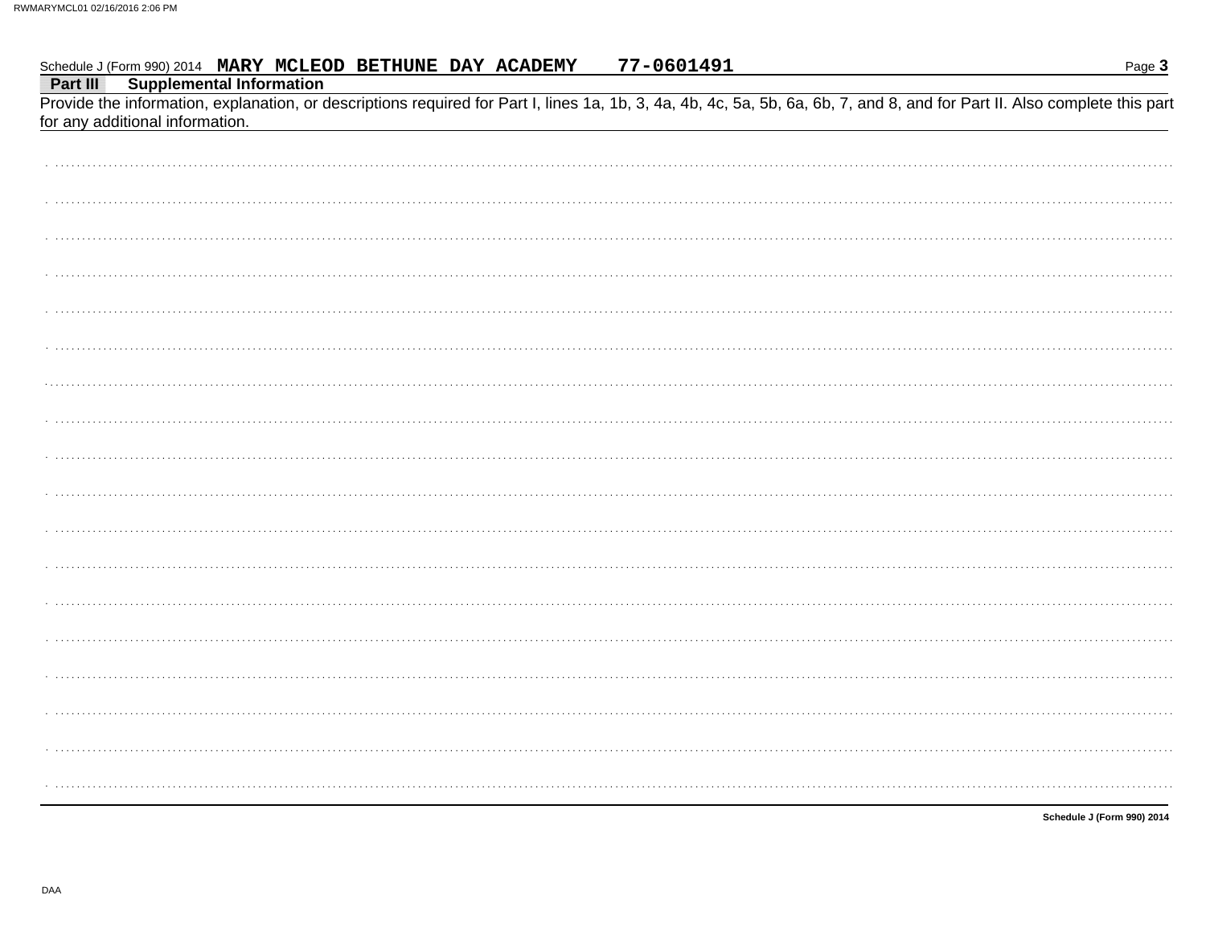Schedule J (Form 990) 2014 **MARY MCLEOD BETHUNE DAY ACADEMY 77-0601491**

## Part III Supplemental Information

Provide the information, explanation, or descriptions required for Part I, lines 1a, 1b, 3, 4a, 4b, 4c, 5a, 5b, 6a, 6b, 7, and 8, and for Part II. Also complete this part for any additional information.

**Schedule J (Form 990) 2014**

DAA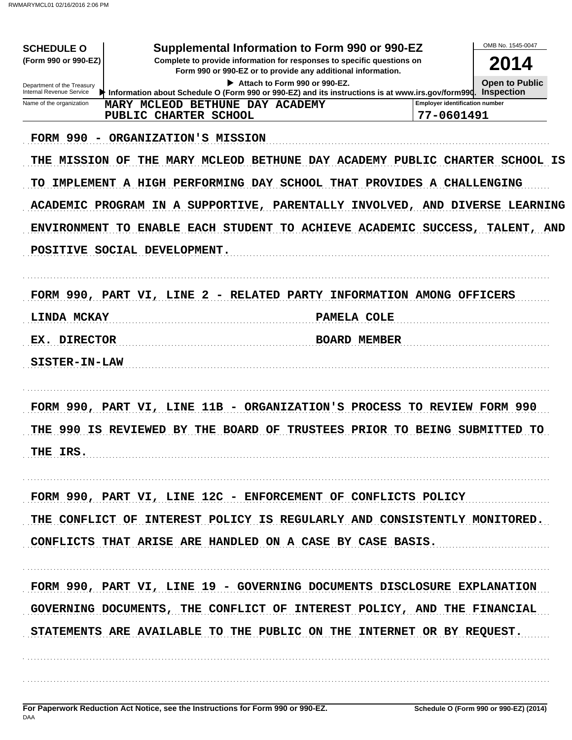RWMARYMCL01 02/16/2016 2:06 PM

**SCHEDULE O**
**(Form 990 or 990-EZ)**

Department of the Treasury
Internal Revenue Service

# Supplemental Information to Form 990 or 990-EZ

**Complete to provide information for responses to specific questions on Form 990 or 990-EZ or to provide any additional information.**

▶ Attach to Form 990 or 990-EZ.

▶ Information about Schedule O (Form 990 or 990-EZ) and its instructions is at www.irs.gov/form990.

OMB No. 1545-0047

**2014**

**Open to Public Inspection**

| Name of the organization | Employer identification number |
|---|---|
| MARY MCLEOD BETHUNE DAY ACADEMY PUBLIC CHARTER SCHOOL | 77-0601491 |

FORM 990 - ORGANIZATION'S MISSION

THE MISSION OF THE MARY MCLEOD BETHUNE DAY ACADEMY PUBLIC CHARTER SCHOOL IS TO IMPLEMENT A HIGH PERFORMING DAY SCHOOL THAT PROVIDES A CHALLENGING ACADEMIC PROGRAM IN A SUPPORTIVE, PARENTALLY INVOLVED, AND DIVERSE LEARNING ENVIRONMENT TO ENABLE EACH STUDENT TO ACHIEVE ACADEMIC SUCCESS, TALENT, AND POSITIVE SOCIAL DEVELOPMENT.

FORM 990, PART VI, LINE 2 - RELATED PARTY INFORMATION AMONG OFFICERS

| | |
|---|---|
| LINDA MCKAY | PAMELA COLE |
| EX. DIRECTOR | BOARD MEMBER |
| SISTER-IN-LAW | |

FORM 990, PART VI, LINE 11B - ORGANIZATION'S PROCESS TO REVIEW FORM 990

THE 990 IS REVIEWED BY THE BOARD OF TRUSTEES PRIOR TO BEING SUBMITTED TO THE IRS.

FORM 990, PART VI, LINE 12C - ENFORCEMENT OF CONFLICTS POLICY

THE CONFLICT OF INTEREST POLICY IS REGULARLY AND CONSISTENTLY MONITORED. CONFLICTS THAT ARISE ARE HANDLED ON A CASE BY CASE BASIS.

FORM 990, PART VI, LINE 19 - GOVERNING DOCUMENTS DISCLOSURE EXPLANATION

GOVERNING DOCUMENTS, THE CONFLICT OF INTEREST POLICY, AND THE FINANCIAL STATEMENTS ARE AVAILABLE TO THE PUBLIC ON THE INTERNET OR BY REQUEST.

**For Paperwork Reduction Act Notice, see the Instructions for Form 990 or 990-EZ.**
DAA

**Schedule O (Form 990 or 990-EZ) (2014)**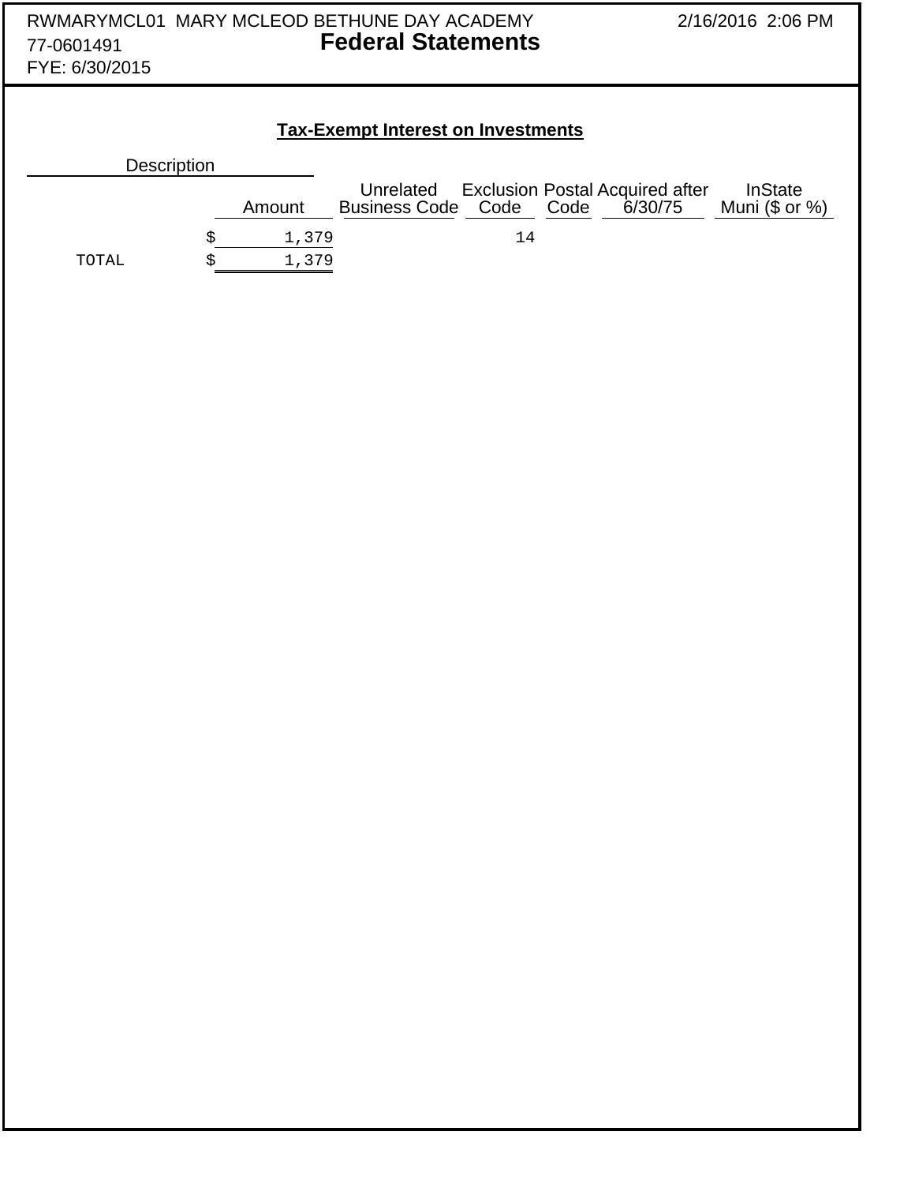RWMARYMCL01 MARY MCLEOD BETHUNE DAY ACADEMY
77-0601491
FYE: 6/30/2015

2/16/2016 2:06 PM

# Federal Statements

## Tax-Exempt Interest on Investments

| Description | Amount | Unrelated Business Code | Exclusion Code | Postal Code | Acquired after 6/30/75 | InState Muni ($ or %) |
|---|---|---|---|---|---|---|
| | $ 1,379 | | 14 | | | |
| TOTAL | $ 1,379 | | | | | |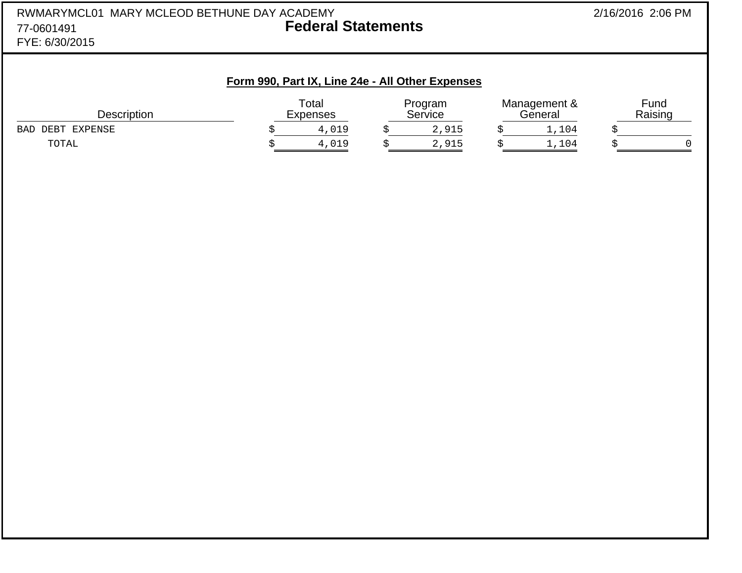RWMARYMCL01 MARY MCLEOD BETHUNE DAY ACADEMY
77-0601491
FYE: 6/30/2015

# Federal Statements

2/16/2016 2:06 PM

## Form 990, Part IX, Line 24e - All Other Expenses

| Description | Total Expenses | Program Service | Management & General | Fund Raising |
|---|---|---|---|---|
| BAD DEBT EXPENSE | $ 4,019 | $ 2,915 | $ 1,104 | $ |
| TOTAL | $ 4,019 | $ 2,915 | $ 1,104 | $ 0 |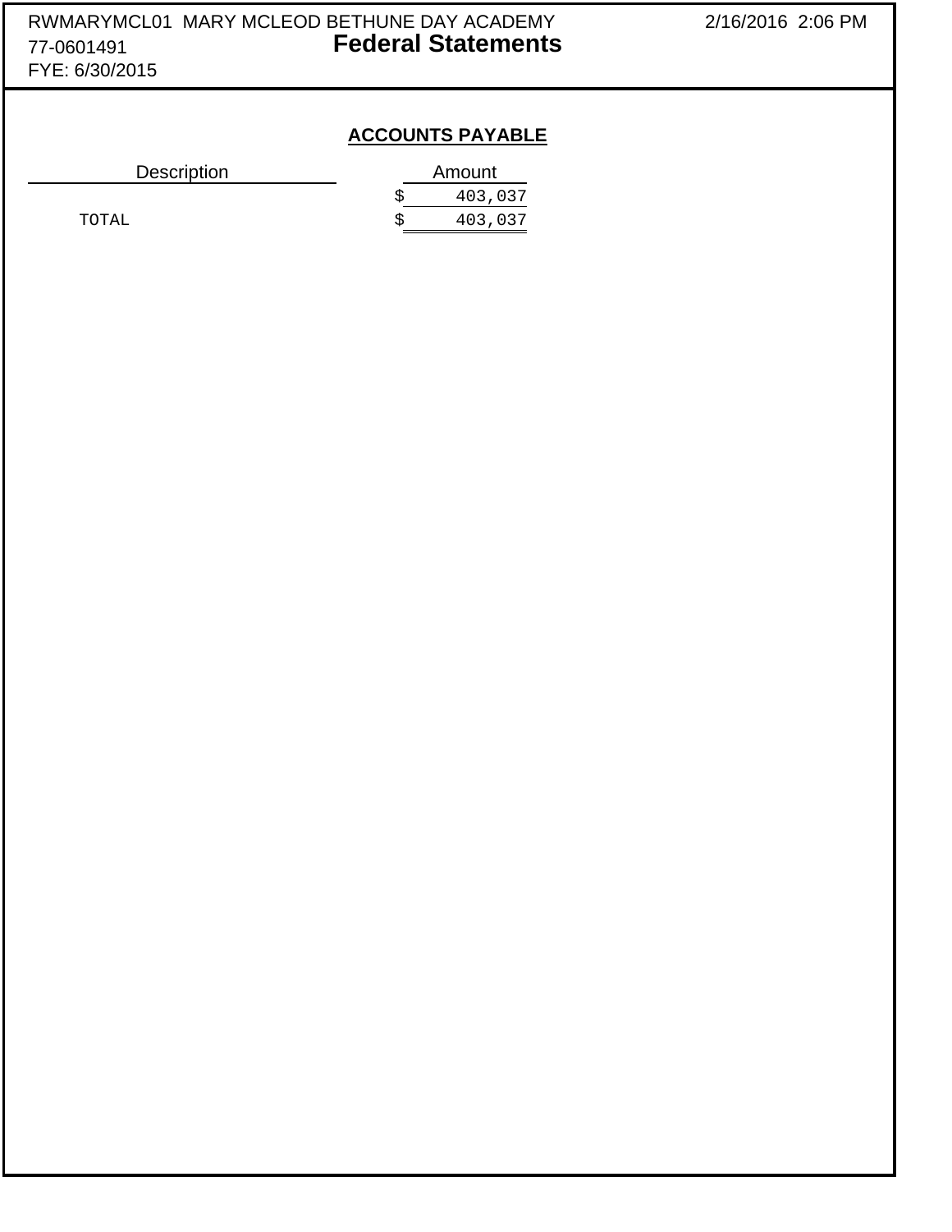## ACCOUNTS PAYABLE

| Description | Amount |
|---|---|
| | $ 403,037 |
| TOTAL | $ 403,037 |